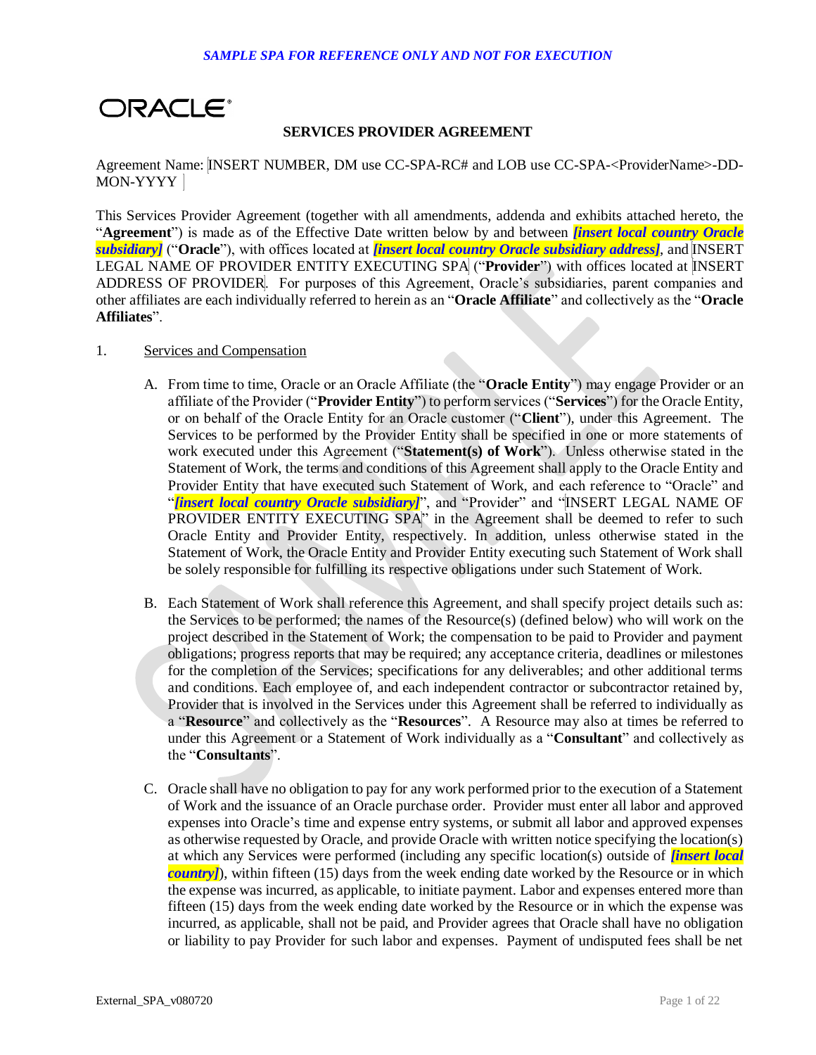*SAMPLE SPA FOR REFERENCE ONLY AND NOT FOR EXECUTION*

ORACLE®

# SERVICES PROVIDER AGREEMENT

Agreement Name: INSERT NUMBER, DM use CC-SPA-RC# and LOB use CC-SPA-<ProviderName>-DD-MON-YYYY

This Services Provider Agreement (together with all amendments, addenda and exhibits attached hereto, the "**Agreement**") is made as of the Effective Date written below by and between ***[insert local country Oracle subsidiary]*** ("**Oracle**"), with offices located at ***[insert local country Oracle subsidiary address]***, and INSERT LEGAL NAME OF PROVIDER ENTITY EXECUTING SPA ("**Provider**") with offices located at INSERT ADDRESS OF PROVIDER. For purposes of this Agreement, Oracle's subsidiaries, parent companies and other affiliates are each individually referred to herein as an "**Oracle Affiliate**" and collectively as the "**Oracle Affiliates**".

1. Services and Compensation

   A. From time to time, Oracle or an Oracle Affiliate (the "**Oracle Entity**") may engage Provider or an affiliate of the Provider ("**Provider Entity**") to perform services ("**Services**") for the Oracle Entity, or on behalf of the Oracle Entity for an Oracle customer ("**Client**"), under this Agreement. The Services to be performed by the Provider Entity shall be specified in one or more statements of work executed under this Agreement ("**Statement(s) of Work**"). Unless otherwise stated in the Statement of Work, the terms and conditions of this Agreement shall apply to the Oracle Entity and Provider Entity that have executed such Statement of Work, and each reference to "Oracle" and "***[insert local country Oracle subsidiary]***", and "Provider" and "INSERT LEGAL NAME OF PROVIDER ENTITY EXECUTING SPA" in the Agreement shall be deemed to refer to such Oracle Entity and Provider Entity, respectively. In addition, unless otherwise stated in the Statement of Work, the Oracle Entity and Provider Entity executing such Statement of Work shall be solely responsible for fulfilling its respective obligations under such Statement of Work.

   B. Each Statement of Work shall reference this Agreement, and shall specify project details such as: the Services to be performed; the names of the Resource(s) (defined below) who will work on the project described in the Statement of Work; the compensation to be paid to Provider and payment obligations; progress reports that may be required; any acceptance criteria, deadlines or milestones for the completion of the Services; specifications for any deliverables; and other additional terms and conditions. Each employee of, and each independent contractor or subcontractor retained by, Provider that is involved in the Services under this Agreement shall be referred to individually as a "**Resource**" and collectively as the "**Resources**". A Resource may also at times be referred to under this Agreement or a Statement of Work individually as a "**Consultant**" and collectively as the "**Consultants**".

   C. Oracle shall have no obligation to pay for any work performed prior to the execution of a Statement of Work and the issuance of an Oracle purchase order. Provider must enter all labor and approved expenses into Oracle's time and expense entry systems, or submit all labor and approved expenses as otherwise requested by Oracle, and provide Oracle with written notice specifying the location(s) at which any Services were performed (including any specific location(s) outside of ***[insert local country]***), within fifteen (15) days from the week ending date worked by the Resource or in which the expense was incurred, as applicable, to initiate payment. Labor and expenses entered more than fifteen (15) days from the week ending date worked by the Resource or in which the expense was incurred, as applicable, shall not be paid, and Provider agrees that Oracle shall have no obligation or liability to pay Provider for such labor and expenses. Payment of undisputed fees shall be net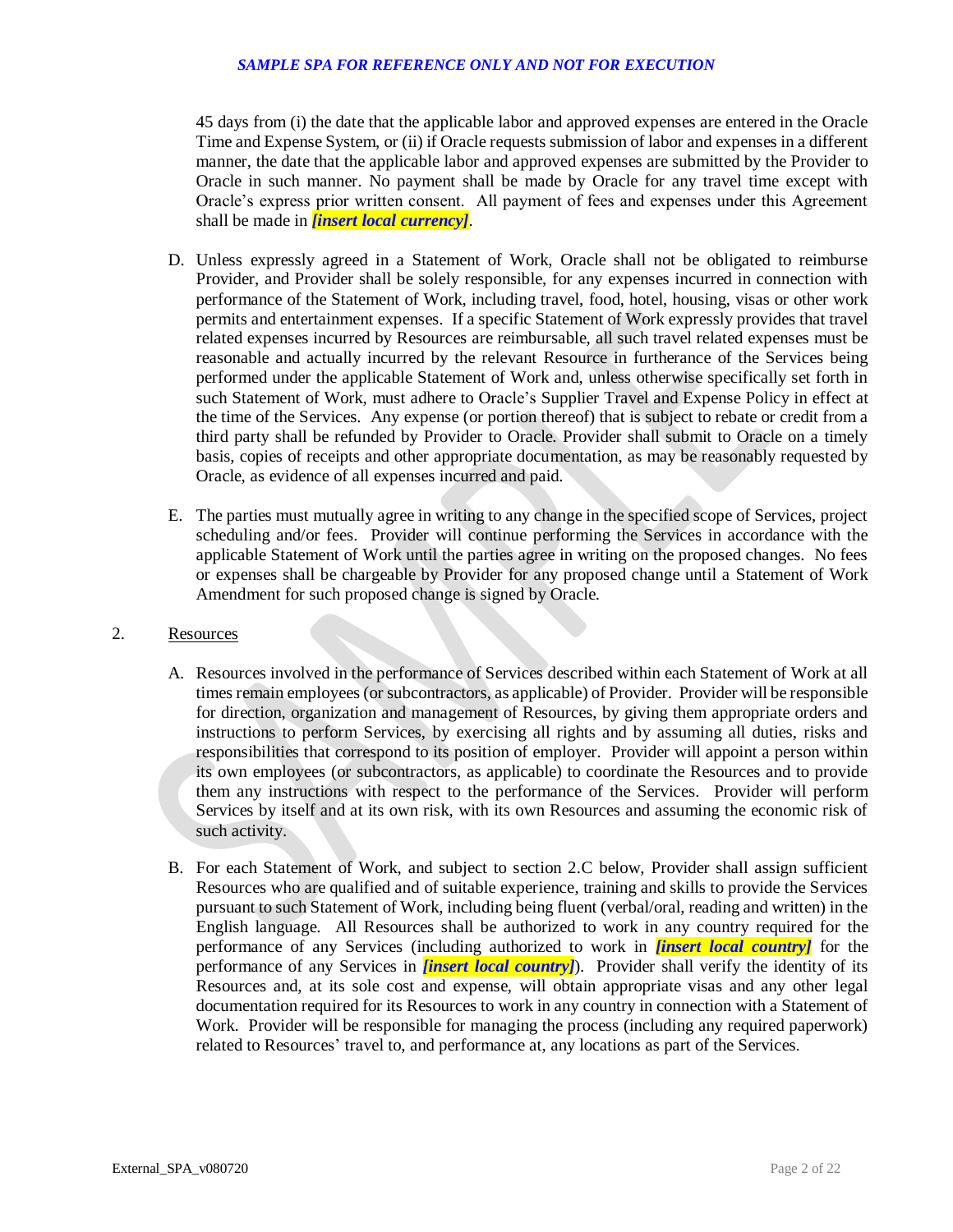45 days from (i) the date that the applicable labor and approved expenses are entered in the Oracle Time and Expense System, or (ii) if Oracle requests submission of labor and expenses in a different manner, the date that the applicable labor and approved expenses are submitted by the Provider to Oracle in such manner. No payment shall be made by Oracle for any travel time except with Oracle's express prior written consent. All payment of fees and expenses under this Agreement shall be made in ***[insert local currency]***.

D. Unless expressly agreed in a Statement of Work, Oracle shall not be obligated to reimburse Provider, and Provider shall be solely responsible, for any expenses incurred in connection with performance of the Statement of Work, including travel, food, hotel, housing, visas or other work permits and entertainment expenses. If a specific Statement of Work expressly provides that travel related expenses incurred by Resources are reimbursable, all such travel related expenses must be reasonable and actually incurred by the relevant Resource in furtherance of the Services being performed under the applicable Statement of Work and, unless otherwise specifically set forth in such Statement of Work, must adhere to Oracle's Supplier Travel and Expense Policy in effect at the time of the Services. Any expense (or portion thereof) that is subject to rebate or credit from a third party shall be refunded by Provider to Oracle. Provider shall submit to Oracle on a timely basis, copies of receipts and other appropriate documentation, as may be reasonably requested by Oracle, as evidence of all expenses incurred and paid.

E. The parties must mutually agree in writing to any change in the specified scope of Services, project scheduling and/or fees. Provider will continue performing the Services in accordance with the applicable Statement of Work until the parties agree in writing on the proposed changes. No fees or expenses shall be chargeable by Provider for any proposed change until a Statement of Work Amendment for such proposed change is signed by Oracle.

2. Resources

A. Resources involved in the performance of Services described within each Statement of Work at all times remain employees (or subcontractors, as applicable) of Provider. Provider will be responsible for direction, organization and management of Resources, by giving them appropriate orders and instructions to perform Services, by exercising all rights and by assuming all duties, risks and responsibilities that correspond to its position of employer. Provider will appoint a person within its own employees (or subcontractors, as applicable) to coordinate the Resources and to provide them any instructions with respect to the performance of the Services. Provider will perform Services by itself and at its own risk, with its own Resources and assuming the economic risk of such activity.

B. For each Statement of Work, and subject to section 2.C below, Provider shall assign sufficient Resources who are qualified and of suitable experience, training and skills to provide the Services pursuant to such Statement of Work, including being fluent (verbal/oral, reading and written) in the English language. All Resources shall be authorized to work in any country required for the performance of any Services (including authorized to work in ***[insert local country]*** for the performance of any Services in ***[insert local country]***). Provider shall verify the identity of its Resources and, at its sole cost and expense, will obtain appropriate visas and any other legal documentation required for its Resources to work in any country in connection with a Statement of Work. Provider will be responsible for managing the process (including any required paperwork) related to Resources' travel to, and performance at, any locations as part of the Services.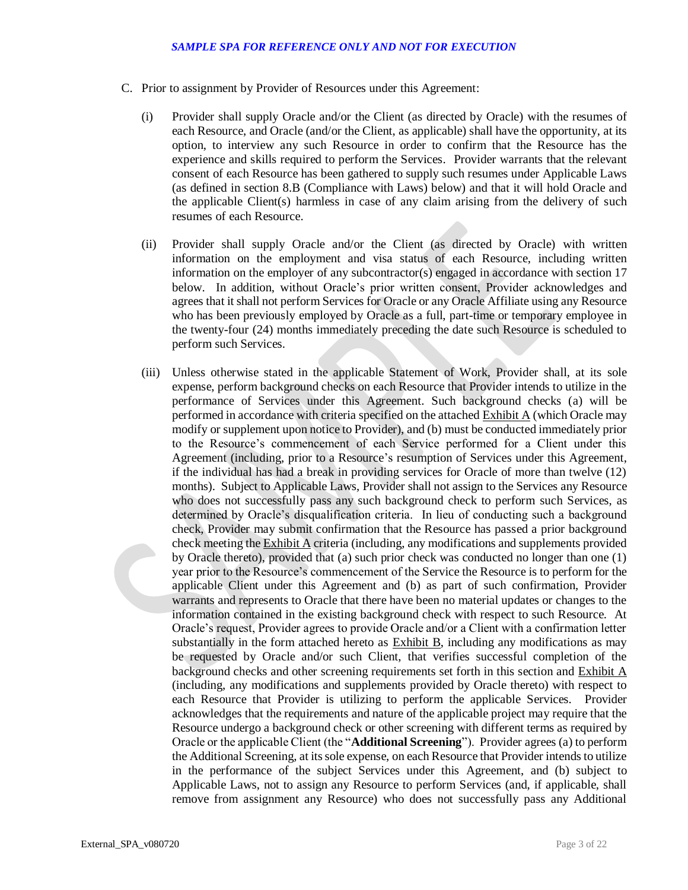C. Prior to assignment by Provider of Resources under this Agreement:

(i) Provider shall supply Oracle and/or the Client (as directed by Oracle) with the resumes of each Resource, and Oracle (and/or the Client, as applicable) shall have the opportunity, at its option, to interview any such Resource in order to confirm that the Resource has the experience and skills required to perform the Services. Provider warrants that the relevant consent of each Resource has been gathered to supply such resumes under Applicable Laws (as defined in section 8.B (Compliance with Laws) below) and that it will hold Oracle and the applicable Client(s) harmless in case of any claim arising from the delivery of such resumes of each Resource.

(ii) Provider shall supply Oracle and/or the Client (as directed by Oracle) with written information on the employment and visa status of each Resource, including written information on the employer of any subcontractor(s) engaged in accordance with section 17 below. In addition, without Oracle's prior written consent, Provider acknowledges and agrees that it shall not perform Services for Oracle or any Oracle Affiliate using any Resource who has been previously employed by Oracle as a full, part-time or temporary employee in the twenty-four (24) months immediately preceding the date such Resource is scheduled to perform such Services.

(iii) Unless otherwise stated in the applicable Statement of Work, Provider shall, at its sole expense, perform background checks on each Resource that Provider intends to utilize in the performance of Services under this Agreement. Such background checks (a) will be performed in accordance with criteria specified on the attached Exhibit A (which Oracle may modify or supplement upon notice to Provider), and (b) must be conducted immediately prior to the Resource's commencement of each Service performed for a Client under this Agreement (including, prior to a Resource's resumption of Services under this Agreement, if the individual has had a break in providing services for Oracle of more than twelve (12) months). Subject to Applicable Laws, Provider shall not assign to the Services any Resource who does not successfully pass any such background check to perform such Services, as determined by Oracle's disqualification criteria. In lieu of conducting such a background check, Provider may submit confirmation that the Resource has passed a prior background check meeting the Exhibit A criteria (including, any modifications and supplements provided by Oracle thereto), provided that (a) such prior check was conducted no longer than one (1) year prior to the Resource's commencement of the Service the Resource is to perform for the applicable Client under this Agreement and (b) as part of such confirmation, Provider warrants and represents to Oracle that there have been no material updates or changes to the information contained in the existing background check with respect to such Resource. At Oracle's request, Provider agrees to provide Oracle and/or a Client with a confirmation letter substantially in the form attached hereto as Exhibit B, including any modifications as may be requested by Oracle and/or such Client, that verifies successful completion of the background checks and other screening requirements set forth in this section and Exhibit A (including, any modifications and supplements provided by Oracle thereto) with respect to each Resource that Provider is utilizing to perform the applicable Services. Provider acknowledges that the requirements and nature of the applicable project may require that the Resource undergo a background check or other screening with different terms as required by Oracle or the applicable Client (the "**Additional Screening**"). Provider agrees (a) to perform the Additional Screening, at its sole expense, on each Resource that Provider intends to utilize in the performance of the subject Services under this Agreement, and (b) subject to Applicable Laws, not to assign any Resource to perform Services (and, if applicable, shall remove from assignment any Resource) who does not successfully pass any Additional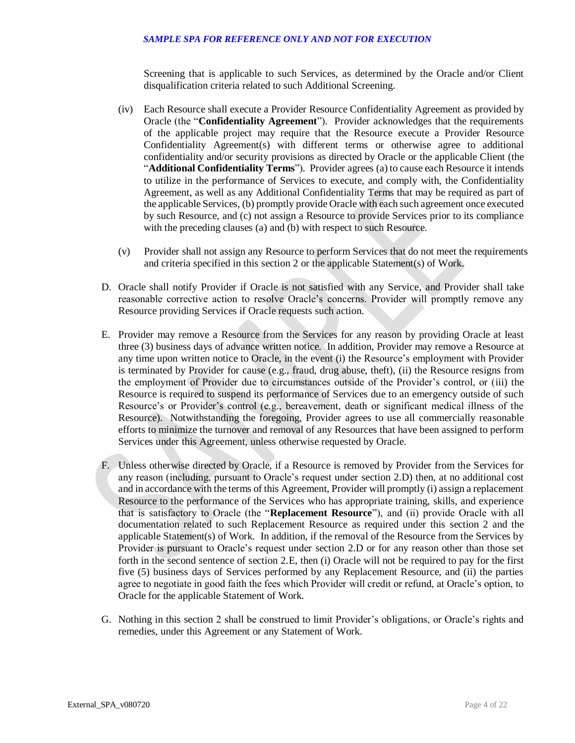Screening that is applicable to such Services, as determined by the Oracle and/or Client disqualification criteria related to such Additional Screening.

(iv) Each Resource shall execute a Provider Resource Confidentiality Agreement as provided by Oracle (the "**Confidentiality Agreement**"). Provider acknowledges that the requirements of the applicable project may require that the Resource execute a Provider Resource Confidentiality Agreement(s) with different terms or otherwise agree to additional confidentiality and/or security provisions as directed by Oracle or the applicable Client (the "**Additional Confidentiality Terms**"). Provider agrees (a) to cause each Resource it intends to utilize in the performance of Services to execute, and comply with, the Confidentiality Agreement, as well as any Additional Confidentiality Terms that may be required as part of the applicable Services, (b) promptly provide Oracle with each such agreement once executed by such Resource, and (c) not assign a Resource to provide Services prior to its compliance with the preceding clauses (a) and (b) with respect to such Resource.

(v) Provider shall not assign any Resource to perform Services that do not meet the requirements and criteria specified in this section 2 or the applicable Statement(s) of Work.

D. Oracle shall notify Provider if Oracle is not satisfied with any Service, and Provider shall take reasonable corrective action to resolve Oracle's concerns. Provider will promptly remove any Resource providing Services if Oracle requests such action.

E. Provider may remove a Resource from the Services for any reason by providing Oracle at least three (3) business days of advance written notice. In addition, Provider may remove a Resource at any time upon written notice to Oracle, in the event (i) the Resource's employment with Provider is terminated by Provider for cause (e.g., fraud, drug abuse, theft), (ii) the Resource resigns from the employment of Provider due to circumstances outside of the Provider's control, or (iii) the Resource is required to suspend its performance of Services due to an emergency outside of such Resource's or Provider's control (e.g., bereavement, death or significant medical illness of the Resource). Notwithstanding the foregoing, Provider agrees to use all commercially reasonable efforts to minimize the turnover and removal of any Resources that have been assigned to perform Services under this Agreement, unless otherwise requested by Oracle.

F. Unless otherwise directed by Oracle, if a Resource is removed by Provider from the Services for any reason (including, pursuant to Oracle's request under section 2.D) then, at no additional cost and in accordance with the terms of this Agreement, Provider will promptly (i) assign a replacement Resource to the performance of the Services who has appropriate training, skills, and experience that is satisfactory to Oracle (the "**Replacement Resource**"), and (ii) provide Oracle with all documentation related to such Replacement Resource as required under this section 2 and the applicable Statement(s) of Work. In addition, if the removal of the Resource from the Services by Provider is pursuant to Oracle's request under section 2.D or for any reason other than those set forth in the second sentence of section 2.E, then (i) Oracle will not be required to pay for the first five (5) business days of Services performed by any Replacement Resource, and (ii) the parties agree to negotiate in good faith the fees which Provider will credit or refund, at Oracle's option, to Oracle for the applicable Statement of Work.

G. Nothing in this section 2 shall be construed to limit Provider's obligations, or Oracle's rights and remedies, under this Agreement or any Statement of Work.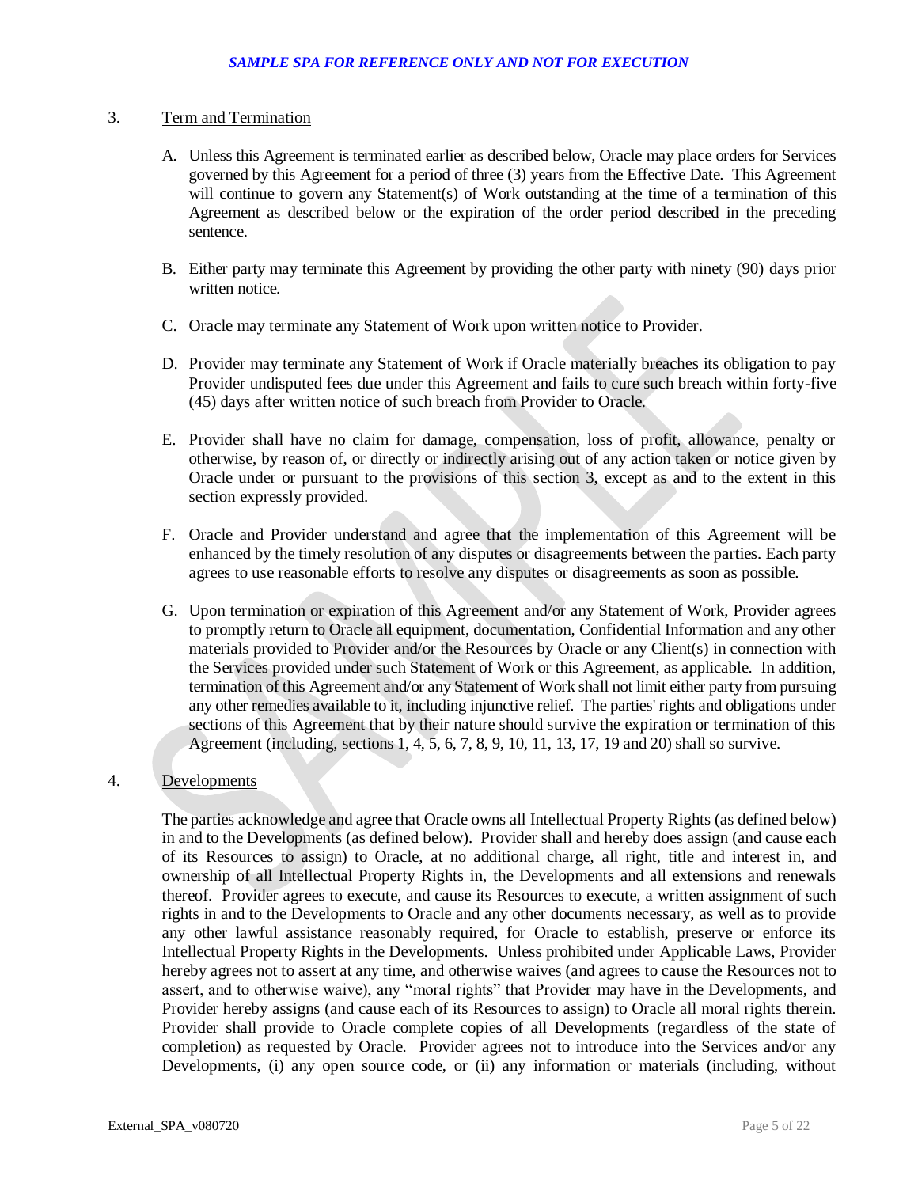*SAMPLE SPA FOR REFERENCE ONLY AND NOT FOR EXECUTION*

3. Term and Termination

A. Unless this Agreement is terminated earlier as described below, Oracle may place orders for Services governed by this Agreement for a period of three (3) years from the Effective Date. This Agreement will continue to govern any Statement(s) of Work outstanding at the time of a termination of this Agreement as described below or the expiration of the order period described in the preceding sentence.

B. Either party may terminate this Agreement by providing the other party with ninety (90) days prior written notice.

C. Oracle may terminate any Statement of Work upon written notice to Provider.

D. Provider may terminate any Statement of Work if Oracle materially breaches its obligation to pay Provider undisputed fees due under this Agreement and fails to cure such breach within forty-five (45) days after written notice of such breach from Provider to Oracle.

E. Provider shall have no claim for damage, compensation, loss of profit, allowance, penalty or otherwise, by reason of, or directly or indirectly arising out of any action taken or notice given by Oracle under or pursuant to the provisions of this section 3, except as and to the extent in this section expressly provided.

F. Oracle and Provider understand and agree that the implementation of this Agreement will be enhanced by the timely resolution of any disputes or disagreements between the parties. Each party agrees to use reasonable efforts to resolve any disputes or disagreements as soon as possible.

G. Upon termination or expiration of this Agreement and/or any Statement of Work, Provider agrees to promptly return to Oracle all equipment, documentation, Confidential Information and any other materials provided to Provider and/or the Resources by Oracle or any Client(s) in connection with the Services provided under such Statement of Work or this Agreement, as applicable. In addition, termination of this Agreement and/or any Statement of Work shall not limit either party from pursuing any other remedies available to it, including injunctive relief. The parties' rights and obligations under sections of this Agreement that by their nature should survive the expiration or termination of this Agreement (including, sections 1, 4, 5, 6, 7, 8, 9, 10, 11, 13, 17, 19 and 20) shall so survive.

4. Developments

The parties acknowledge and agree that Oracle owns all Intellectual Property Rights (as defined below) in and to the Developments (as defined below). Provider shall and hereby does assign (and cause each of its Resources to assign) to Oracle, at no additional charge, all right, title and interest in, and ownership of all Intellectual Property Rights in, the Developments and all extensions and renewals thereof. Provider agrees to execute, and cause its Resources to execute, a written assignment of such rights in and to the Developments to Oracle and any other documents necessary, as well as to provide any other lawful assistance reasonably required, for Oracle to establish, preserve or enforce its Intellectual Property Rights in the Developments. Unless prohibited under Applicable Laws, Provider hereby agrees not to assert at any time, and otherwise waives (and agrees to cause the Resources not to assert, and to otherwise waive), any "moral rights" that Provider may have in the Developments, and Provider hereby assigns (and cause each of its Resources to assign) to Oracle all moral rights therein. Provider shall provide to Oracle complete copies of all Developments (regardless of the state of completion) as requested by Oracle. Provider agrees not to introduce into the Services and/or any Developments, (i) any open source code, or (ii) any information or materials (including, without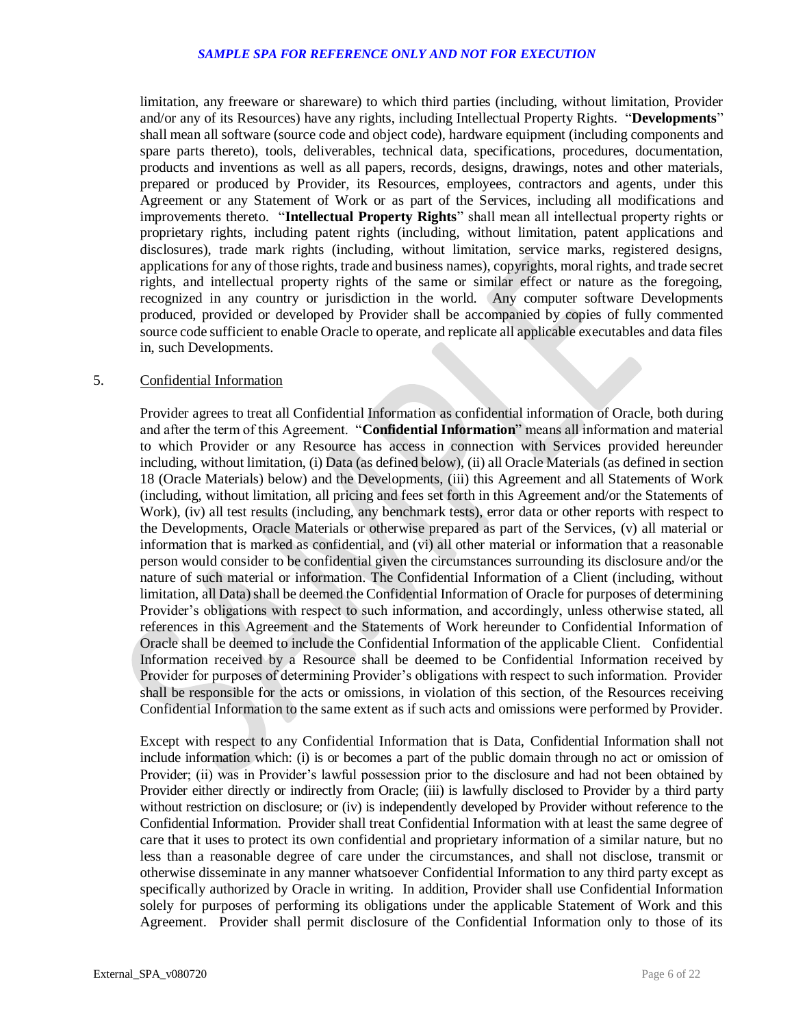limitation, any freeware or shareware) to which third parties (including, without limitation, Provider and/or any of its Resources) have any rights, including Intellectual Property Rights. "**Developments**" shall mean all software (source code and object code), hardware equipment (including components and spare parts thereto), tools, deliverables, technical data, specifications, procedures, documentation, products and inventions as well as all papers, records, designs, drawings, notes and other materials, prepared or produced by Provider, its Resources, employees, contractors and agents, under this Agreement or any Statement of Work or as part of the Services, including all modifications and improvements thereto. "**Intellectual Property Rights**" shall mean all intellectual property rights or proprietary rights, including patent rights (including, without limitation, patent applications and disclosures), trade mark rights (including, without limitation, service marks, registered designs, applications for any of those rights, trade and business names), copyrights, moral rights, and trade secret rights, and intellectual property rights of the same or similar effect or nature as the foregoing, recognized in any country or jurisdiction in the world. Any computer software Developments produced, provided or developed by Provider shall be accompanied by copies of fully commented source code sufficient to enable Oracle to operate, and replicate all applicable executables and data files in, such Developments.

5. <u>Confidential Information</u>

Provider agrees to treat all Confidential Information as confidential information of Oracle, both during and after the term of this Agreement. "**Confidential Information**" means all information and material to which Provider or any Resource has access in connection with Services provided hereunder including, without limitation, (i) Data (as defined below), (ii) all Oracle Materials (as defined in section 18 (Oracle Materials) below) and the Developments, (iii) this Agreement and all Statements of Work (including, without limitation, all pricing and fees set forth in this Agreement and/or the Statements of Work), (iv) all test results (including, any benchmark tests), error data or other reports with respect to the Developments, Oracle Materials or otherwise prepared as part of the Services, (v) all material or information that is marked as confidential, and (vi) all other material or information that a reasonable person would consider to be confidential given the circumstances surrounding its disclosure and/or the nature of such material or information. The Confidential Information of a Client (including, without limitation, all Data) shall be deemed the Confidential Information of Oracle for purposes of determining Provider's obligations with respect to such information, and accordingly, unless otherwise stated, all references in this Agreement and the Statements of Work hereunder to Confidential Information of Oracle shall be deemed to include the Confidential Information of the applicable Client. Confidential Information received by a Resource shall be deemed to be Confidential Information received by Provider for purposes of determining Provider's obligations with respect to such information. Provider shall be responsible for the acts or omissions, in violation of this section, of the Resources receiving Confidential Information to the same extent as if such acts and omissions were performed by Provider.

Except with respect to any Confidential Information that is Data, Confidential Information shall not include information which: (i) is or becomes a part of the public domain through no act or omission of Provider; (ii) was in Provider's lawful possession prior to the disclosure and had not been obtained by Provider either directly or indirectly from Oracle; (iii) is lawfully disclosed to Provider by a third party without restriction on disclosure; or (iv) is independently developed by Provider without reference to the Confidential Information. Provider shall treat Confidential Information with at least the same degree of care that it uses to protect its own confidential and proprietary information of a similar nature, but no less than a reasonable degree of care under the circumstances, and shall not disclose, transmit or otherwise disseminate in any manner whatsoever Confidential Information to any third party except as specifically authorized by Oracle in writing. In addition, Provider shall use Confidential Information solely for purposes of performing its obligations under the applicable Statement of Work and this Agreement. Provider shall permit disclosure of the Confidential Information only to those of its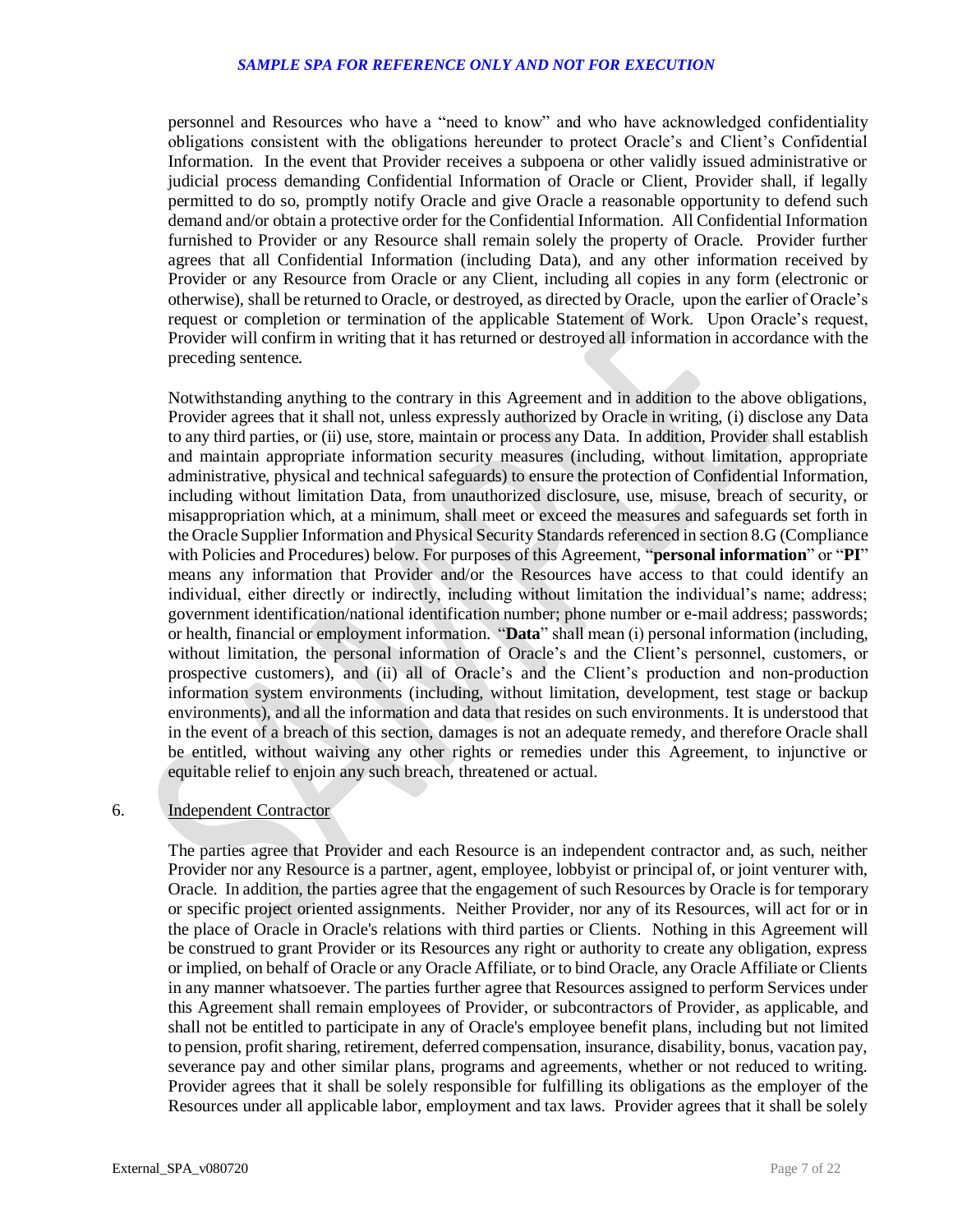personnel and Resources who have a "need to know" and who have acknowledged confidentiality obligations consistent with the obligations hereunder to protect Oracle's and Client's Confidential Information. In the event that Provider receives a subpoena or other validly issued administrative or judicial process demanding Confidential Information of Oracle or Client, Provider shall, if legally permitted to do so, promptly notify Oracle and give Oracle a reasonable opportunity to defend such demand and/or obtain a protective order for the Confidential Information. All Confidential Information furnished to Provider or any Resource shall remain solely the property of Oracle. Provider further agrees that all Confidential Information (including Data), and any other information received by Provider or any Resource from Oracle or any Client, including all copies in any form (electronic or otherwise), shall be returned to Oracle, or destroyed, as directed by Oracle, upon the earlier of Oracle's request or completion or termination of the applicable Statement of Work. Upon Oracle's request, Provider will confirm in writing that it has returned or destroyed all information in accordance with the preceding sentence.

Notwithstanding anything to the contrary in this Agreement and in addition to the above obligations, Provider agrees that it shall not, unless expressly authorized by Oracle in writing, (i) disclose any Data to any third parties, or (ii) use, store, maintain or process any Data. In addition, Provider shall establish and maintain appropriate information security measures (including, without limitation, appropriate administrative, physical and technical safeguards) to ensure the protection of Confidential Information, including without limitation Data, from unauthorized disclosure, use, misuse, breach of security, or misappropriation which, at a minimum, shall meet or exceed the measures and safeguards set forth in the Oracle Supplier Information and Physical Security Standards referenced in section 8.G (Compliance with Policies and Procedures) below. For purposes of this Agreement, "**personal information**" or "**PI**" means any information that Provider and/or the Resources have access to that could identify an individual, either directly or indirectly, including without limitation the individual's name; address; government identification/national identification number; phone number or e-mail address; passwords; or health, financial or employment information. "**Data**" shall mean (i) personal information (including, without limitation, the personal information of Oracle's and the Client's personnel, customers, or prospective customers), and (ii) all of Oracle's and the Client's production and non-production information system environments (including, without limitation, development, test stage or backup environments), and all the information and data that resides on such environments. It is understood that in the event of a breach of this section, damages is not an adequate remedy, and therefore Oracle shall be entitled, without waiving any other rights or remedies under this Agreement, to injunctive or equitable relief to enjoin any such breach, threatened or actual.

## 6. Independent Contractor

The parties agree that Provider and each Resource is an independent contractor and, as such, neither Provider nor any Resource is a partner, agent, employee, lobbyist or principal of, or joint venturer with, Oracle. In addition, the parties agree that the engagement of such Resources by Oracle is for temporary or specific project oriented assignments. Neither Provider, nor any of its Resources, will act for or in the place of Oracle in Oracle's relations with third parties or Clients. Nothing in this Agreement will be construed to grant Provider or its Resources any right or authority to create any obligation, express or implied, on behalf of Oracle or any Oracle Affiliate, or to bind Oracle, any Oracle Affiliate or Clients in any manner whatsoever. The parties further agree that Resources assigned to perform Services under this Agreement shall remain employees of Provider, or subcontractors of Provider, as applicable, and shall not be entitled to participate in any of Oracle's employee benefit plans, including but not limited to pension, profit sharing, retirement, deferred compensation, insurance, disability, bonus, vacation pay, severance pay and other similar plans, programs and agreements, whether or not reduced to writing. Provider agrees that it shall be solely responsible for fulfilling its obligations as the employer of the Resources under all applicable labor, employment and tax laws. Provider agrees that it shall be solely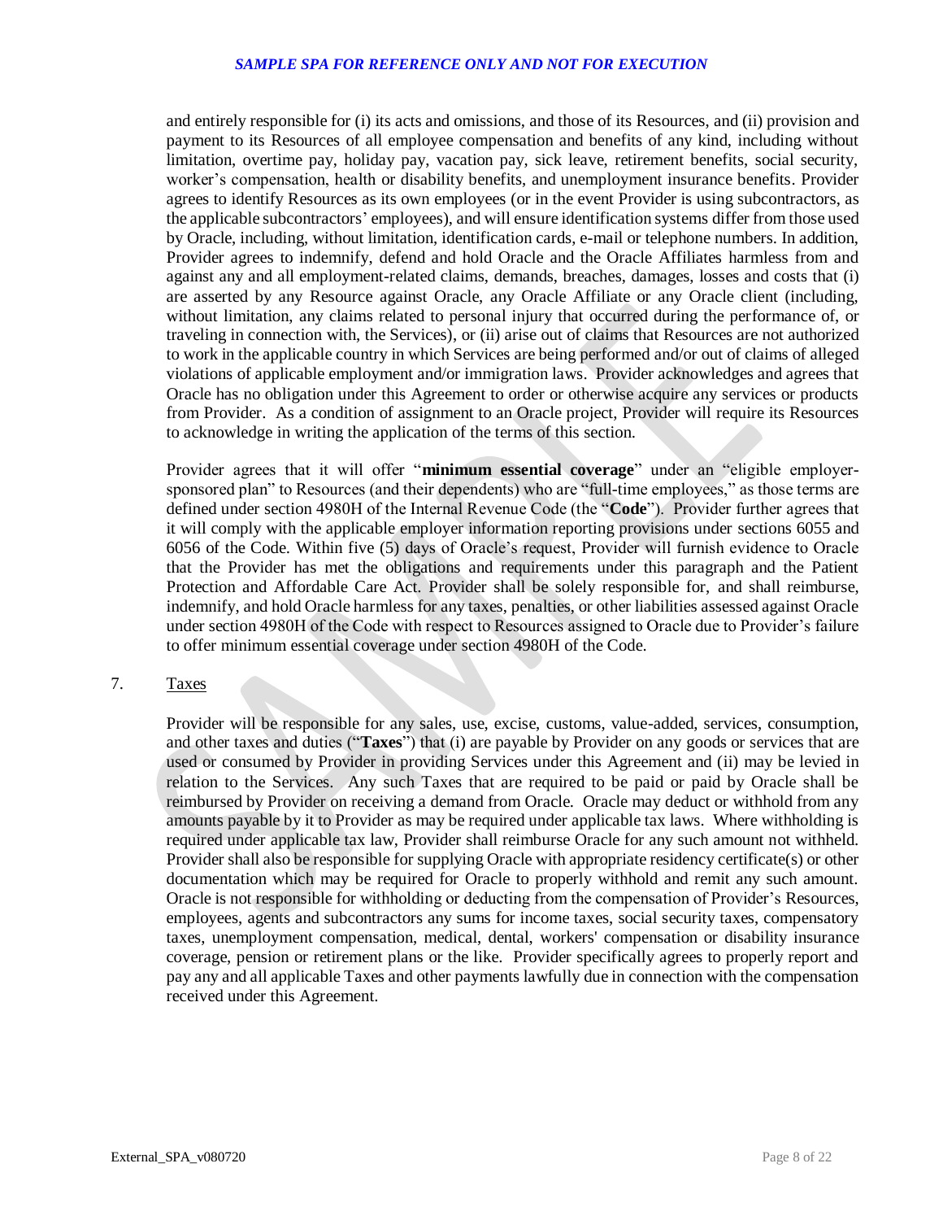and entirely responsible for (i) its acts and omissions, and those of its Resources, and (ii) provision and payment to its Resources of all employee compensation and benefits of any kind, including without limitation, overtime pay, holiday pay, vacation pay, sick leave, retirement benefits, social security, worker's compensation, health or disability benefits, and unemployment insurance benefits. Provider agrees to identify Resources as its own employees (or in the event Provider is using subcontractors, as the applicable subcontractors' employees), and will ensure identification systems differ from those used by Oracle, including, without limitation, identification cards, e-mail or telephone numbers. In addition, Provider agrees to indemnify, defend and hold Oracle and the Oracle Affiliates harmless from and against any and all employment-related claims, demands, breaches, damages, losses and costs that (i) are asserted by any Resource against Oracle, any Oracle Affiliate or any Oracle client (including, without limitation, any claims related to personal injury that occurred during the performance of, or traveling in connection with, the Services), or (ii) arise out of claims that Resources are not authorized to work in the applicable country in which Services are being performed and/or out of claims of alleged violations of applicable employment and/or immigration laws. Provider acknowledges and agrees that Oracle has no obligation under this Agreement to order or otherwise acquire any services or products from Provider. As a condition of assignment to an Oracle project, Provider will require its Resources to acknowledge in writing the application of the terms of this section.

Provider agrees that it will offer "**minimum essential coverage**" under an "eligible employer-sponsored plan" to Resources (and their dependents) who are "full-time employees," as those terms are defined under section 4980H of the Internal Revenue Code (the "**Code**"). Provider further agrees that it will comply with the applicable employer information reporting provisions under sections 6055 and 6056 of the Code. Within five (5) days of Oracle's request, Provider will furnish evidence to Oracle that the Provider has met the obligations and requirements under this paragraph and the Patient Protection and Affordable Care Act. Provider shall be solely responsible for, and shall reimburse, indemnify, and hold Oracle harmless for any taxes, penalties, or other liabilities assessed against Oracle under section 4980H of the Code with respect to Resources assigned to Oracle due to Provider's failure to offer minimum essential coverage under section 4980H of the Code.

7. Taxes

Provider will be responsible for any sales, use, excise, customs, value-added, services, consumption, and other taxes and duties ("**Taxes**") that (i) are payable by Provider on any goods or services that are used or consumed by Provider in providing Services under this Agreement and (ii) may be levied in relation to the Services. Any such Taxes that are required to be paid or paid by Oracle shall be reimbursed by Provider on receiving a demand from Oracle. Oracle may deduct or withhold from any amounts payable by it to Provider as may be required under applicable tax laws. Where withholding is required under applicable tax law, Provider shall reimburse Oracle for any such amount not withheld. Provider shall also be responsible for supplying Oracle with appropriate residency certificate(s) or other documentation which may be required for Oracle to properly withhold and remit any such amount. Oracle is not responsible for withholding or deducting from the compensation of Provider's Resources, employees, agents and subcontractors any sums for income taxes, social security taxes, compensatory taxes, unemployment compensation, medical, dental, workers' compensation or disability insurance coverage, pension or retirement plans or the like. Provider specifically agrees to properly report and pay any and all applicable Taxes and other payments lawfully due in connection with the compensation received under this Agreement.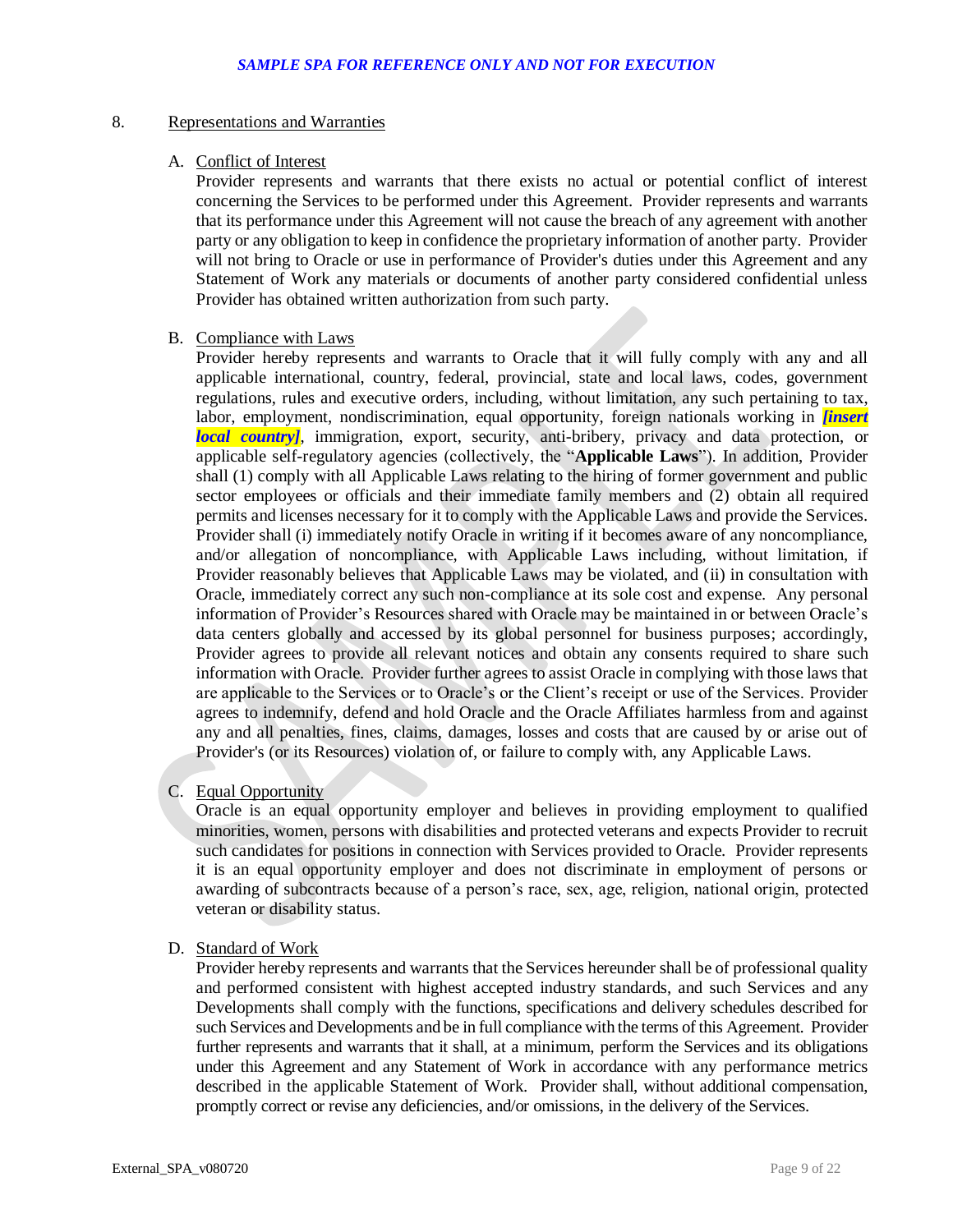*SAMPLE SPA FOR REFERENCE ONLY AND NOT FOR EXECUTION*

8. Representations and Warranties

A. Conflict of Interest

Provider represents and warrants that there exists no actual or potential conflict of interest concerning the Services to be performed under this Agreement. Provider represents and warrants that its performance under this Agreement will not cause the breach of any agreement with another party or any obligation to keep in confidence the proprietary information of another party. Provider will not bring to Oracle or use in performance of Provider's duties under this Agreement and any Statement of Work any materials or documents of another party considered confidential unless Provider has obtained written authorization from such party.

B. Compliance with Laws

Provider hereby represents and warrants to Oracle that it will fully comply with any and all applicable international, country, federal, provincial, state and local laws, codes, government regulations, rules and executive orders, including, without limitation, any such pertaining to tax, labor, employment, nondiscrimination, equal opportunity, foreign nationals working in ***[insert local country]***, immigration, export, security, anti-bribery, privacy and data protection, or applicable self-regulatory agencies (collectively, the "**Applicable Laws**"). In addition, Provider shall (1) comply with all Applicable Laws relating to the hiring of former government and public sector employees or officials and their immediate family members and (2) obtain all required permits and licenses necessary for it to comply with the Applicable Laws and provide the Services. Provider shall (i) immediately notify Oracle in writing if it becomes aware of any noncompliance, and/or allegation of noncompliance, with Applicable Laws including, without limitation, if Provider reasonably believes that Applicable Laws may be violated, and (ii) in consultation with Oracle, immediately correct any such non-compliance at its sole cost and expense. Any personal information of Provider's Resources shared with Oracle may be maintained in or between Oracle's data centers globally and accessed by its global personnel for business purposes; accordingly, Provider agrees to provide all relevant notices and obtain any consents required to share such information with Oracle. Provider further agrees to assist Oracle in complying with those laws that are applicable to the Services or to Oracle's or the Client's receipt or use of the Services. Provider agrees to indemnify, defend and hold Oracle and the Oracle Affiliates harmless from and against any and all penalties, fines, claims, damages, losses and costs that are caused by or arise out of Provider's (or its Resources) violation of, or failure to comply with, any Applicable Laws.

C. Equal Opportunity

Oracle is an equal opportunity employer and believes in providing employment to qualified minorities, women, persons with disabilities and protected veterans and expects Provider to recruit such candidates for positions in connection with Services provided to Oracle. Provider represents it is an equal opportunity employer and does not discriminate in employment of persons or awarding of subcontracts because of a person's race, sex, age, religion, national origin, protected veteran or disability status.

D. Standard of Work

Provider hereby represents and warrants that the Services hereunder shall be of professional quality and performed consistent with highest accepted industry standards, and such Services and any Developments shall comply with the functions, specifications and delivery schedules described for such Services and Developments and be in full compliance with the terms of this Agreement. Provider further represents and warrants that it shall, at a minimum, perform the Services and its obligations under this Agreement and any Statement of Work in accordance with any performance metrics described in the applicable Statement of Work. Provider shall, without additional compensation, promptly correct or revise any deficiencies, and/or omissions, in the delivery of the Services.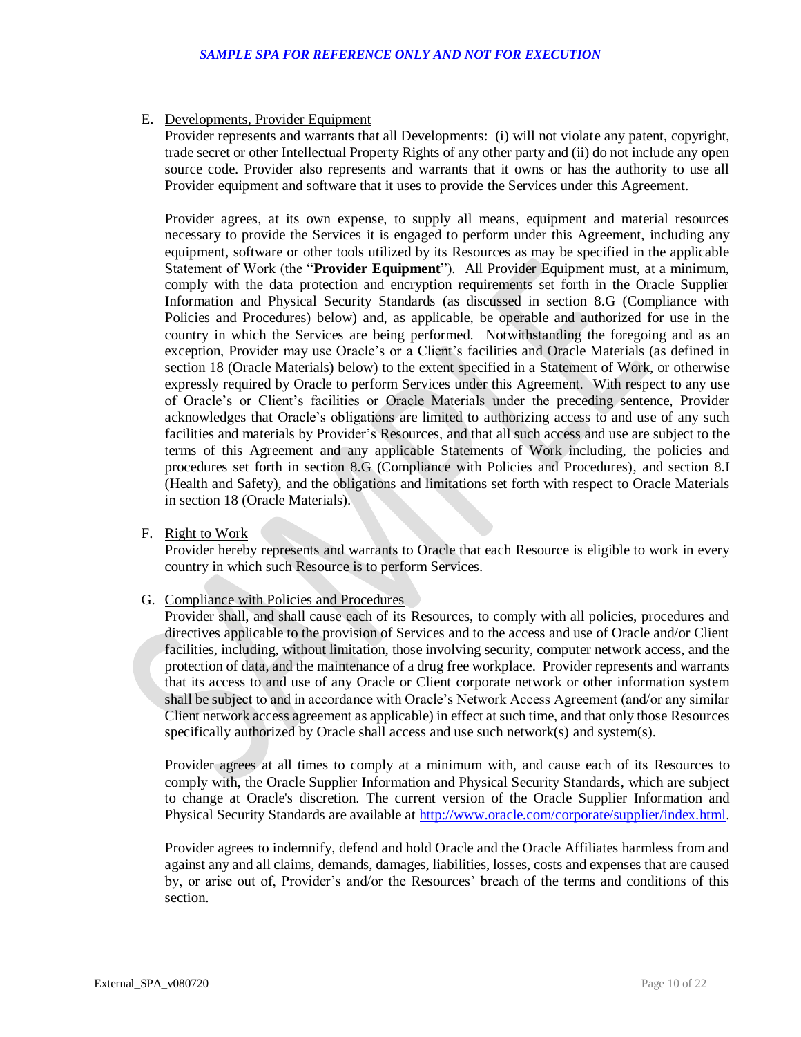E. Developments, Provider Equipment

Provider represents and warrants that all Developments: (i) will not violate any patent, copyright, trade secret or other Intellectual Property Rights of any other party and (ii) do not include any open source code. Provider also represents and warrants that it owns or has the authority to use all Provider equipment and software that it uses to provide the Services under this Agreement.

Provider agrees, at its own expense, to supply all means, equipment and material resources necessary to provide the Services it is engaged to perform under this Agreement, including any equipment, software or other tools utilized by its Resources as may be specified in the applicable Statement of Work (the "**Provider Equipment**"). All Provider Equipment must, at a minimum, comply with the data protection and encryption requirements set forth in the Oracle Supplier Information and Physical Security Standards (as discussed in section 8.G (Compliance with Policies and Procedures) below) and, as applicable, be operable and authorized for use in the country in which the Services are being performed. Notwithstanding the foregoing and as an exception, Provider may use Oracle's or a Client's facilities and Oracle Materials (as defined in section 18 (Oracle Materials) below) to the extent specified in a Statement of Work, or otherwise expressly required by Oracle to perform Services under this Agreement. With respect to any use of Oracle's or Client's facilities or Oracle Materials under the preceding sentence, Provider acknowledges that Oracle's obligations are limited to authorizing access to and use of any such facilities and materials by Provider's Resources, and that all such access and use are subject to the terms of this Agreement and any applicable Statements of Work including, the policies and procedures set forth in section 8.G (Compliance with Policies and Procedures), and section 8.I (Health and Safety), and the obligations and limitations set forth with respect to Oracle Materials in section 18 (Oracle Materials).

F. Right to Work

Provider hereby represents and warrants to Oracle that each Resource is eligible to work in every country in which such Resource is to perform Services.

G. Compliance with Policies and Procedures

Provider shall, and shall cause each of its Resources, to comply with all policies, procedures and directives applicable to the provision of Services and to the access and use of Oracle and/or Client facilities, including, without limitation, those involving security, computer network access, and the protection of data, and the maintenance of a drug free workplace. Provider represents and warrants that its access to and use of any Oracle or Client corporate network or other information system shall be subject to and in accordance with Oracle's Network Access Agreement (and/or any similar Client network access agreement as applicable) in effect at such time, and that only those Resources specifically authorized by Oracle shall access and use such network(s) and system(s).

Provider agrees at all times to comply at a minimum with, and cause each of its Resources to comply with, the Oracle Supplier Information and Physical Security Standards, which are subject to change at Oracle's discretion. The current version of the Oracle Supplier Information and Physical Security Standards are available at [http://www.oracle.com/corporate/supplier/index.html](http://www.oracle.com/corporate/supplier/index.html).

Provider agrees to indemnify, defend and hold Oracle and the Oracle Affiliates harmless from and against any and all claims, demands, damages, liabilities, losses, costs and expenses that are caused by, or arise out of, Provider's and/or the Resources' breach of the terms and conditions of this section.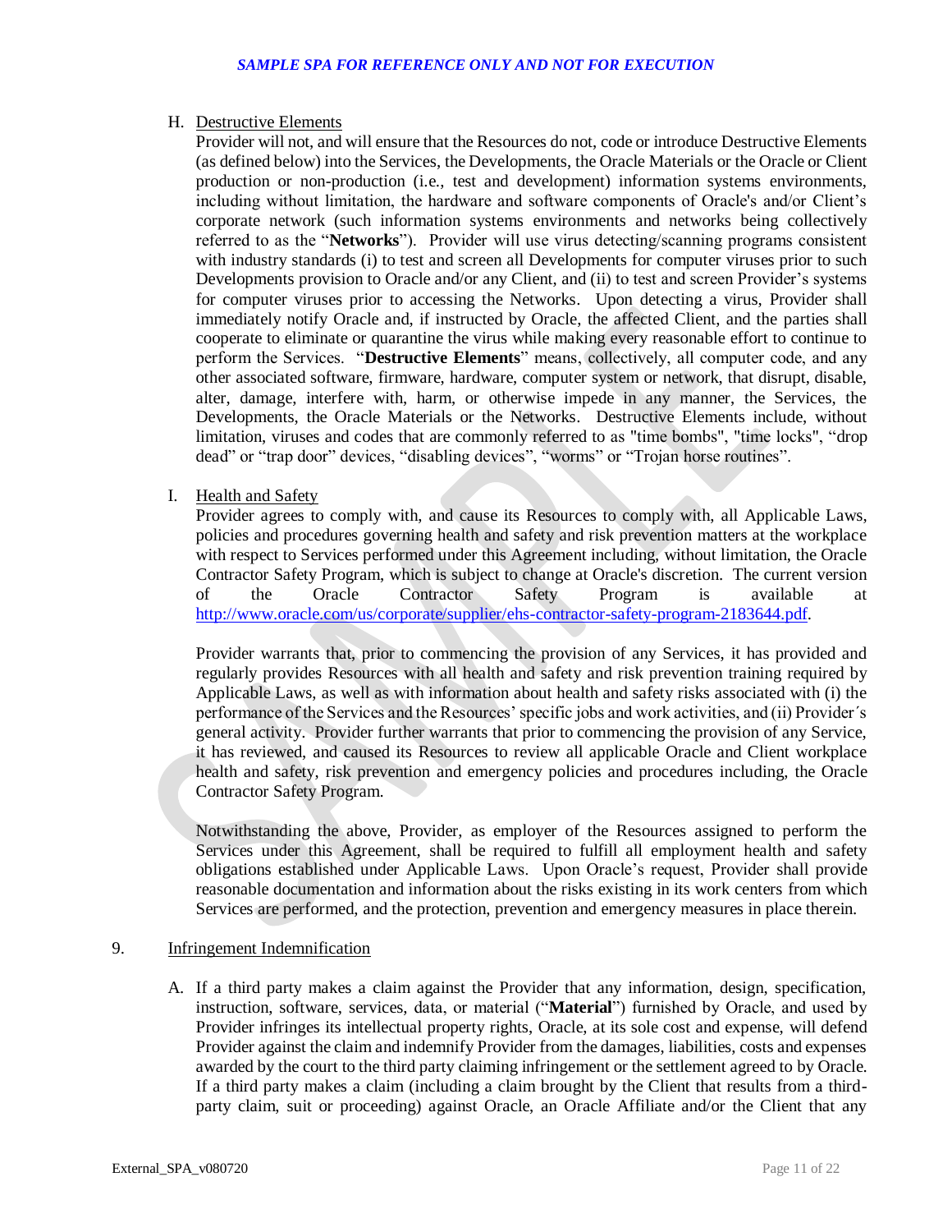H. Destructive Elements

Provider will not, and will ensure that the Resources do not, code or introduce Destructive Elements (as defined below) into the Services, the Developments, the Oracle Materials or the Oracle or Client production or non-production (i.e., test and development) information systems environments, including without limitation, the hardware and software components of Oracle's and/or Client's corporate network (such information systems environments and networks being collectively referred to as the "**Networks**"). Provider will use virus detecting/scanning programs consistent with industry standards (i) to test and screen all Developments for computer viruses prior to such Developments provision to Oracle and/or any Client, and (ii) to test and screen Provider's systems for computer viruses prior to accessing the Networks. Upon detecting a virus, Provider shall immediately notify Oracle and, if instructed by Oracle, the affected Client, and the parties shall cooperate to eliminate or quarantine the virus while making every reasonable effort to continue to perform the Services. "**Destructive Elements**" means, collectively, all computer code, and any other associated software, firmware, hardware, computer system or network, that disrupt, disable, alter, damage, interfere with, harm, or otherwise impede in any manner, the Services, the Developments, the Oracle Materials or the Networks. Destructive Elements include, without limitation, viruses and codes that are commonly referred to as "time bombs", "time locks", "drop dead" or "trap door" devices, "disabling devices", "worms" or "Trojan horse routines".

I. Health and Safety

Provider agrees to comply with, and cause its Resources to comply with, all Applicable Laws, policies and procedures governing health and safety and risk prevention matters at the workplace with respect to Services performed under this Agreement including, without limitation, the Oracle Contractor Safety Program, which is subject to change at Oracle's discretion. The current version of the Oracle Contractor Safety Program is available at http://www.oracle.com/us/corporate/supplier/ehs-contractor-safety-program-2183644.pdf.

Provider warrants that, prior to commencing the provision of any Services, it has provided and regularly provides Resources with all health and safety and risk prevention training required by Applicable Laws, as well as with information about health and safety risks associated with (i) the performance of the Services and the Resources' specific jobs and work activities, and (ii) Provider´s general activity. Provider further warrants that prior to commencing the provision of any Service, it has reviewed, and caused its Resources to review all applicable Oracle and Client workplace health and safety, risk prevention and emergency policies and procedures including, the Oracle Contractor Safety Program.

Notwithstanding the above, Provider, as employer of the Resources assigned to perform the Services under this Agreement, shall be required to fulfill all employment health and safety obligations established under Applicable Laws. Upon Oracle's request, Provider shall provide reasonable documentation and information about the risks existing in its work centers from which Services are performed, and the protection, prevention and emergency measures in place therein.

9. Infringement Indemnification

A. If a third party makes a claim against the Provider that any information, design, specification, instruction, software, services, data, or material ("**Material**") furnished by Oracle, and used by Provider infringes its intellectual property rights, Oracle, at its sole cost and expense, will defend Provider against the claim and indemnify Provider from the damages, liabilities, costs and expenses awarded by the court to the third party claiming infringement or the settlement agreed to by Oracle. If a third party makes a claim (including a claim brought by the Client that results from a third-party claim, suit or proceeding) against Oracle, an Oracle Affiliate and/or the Client that any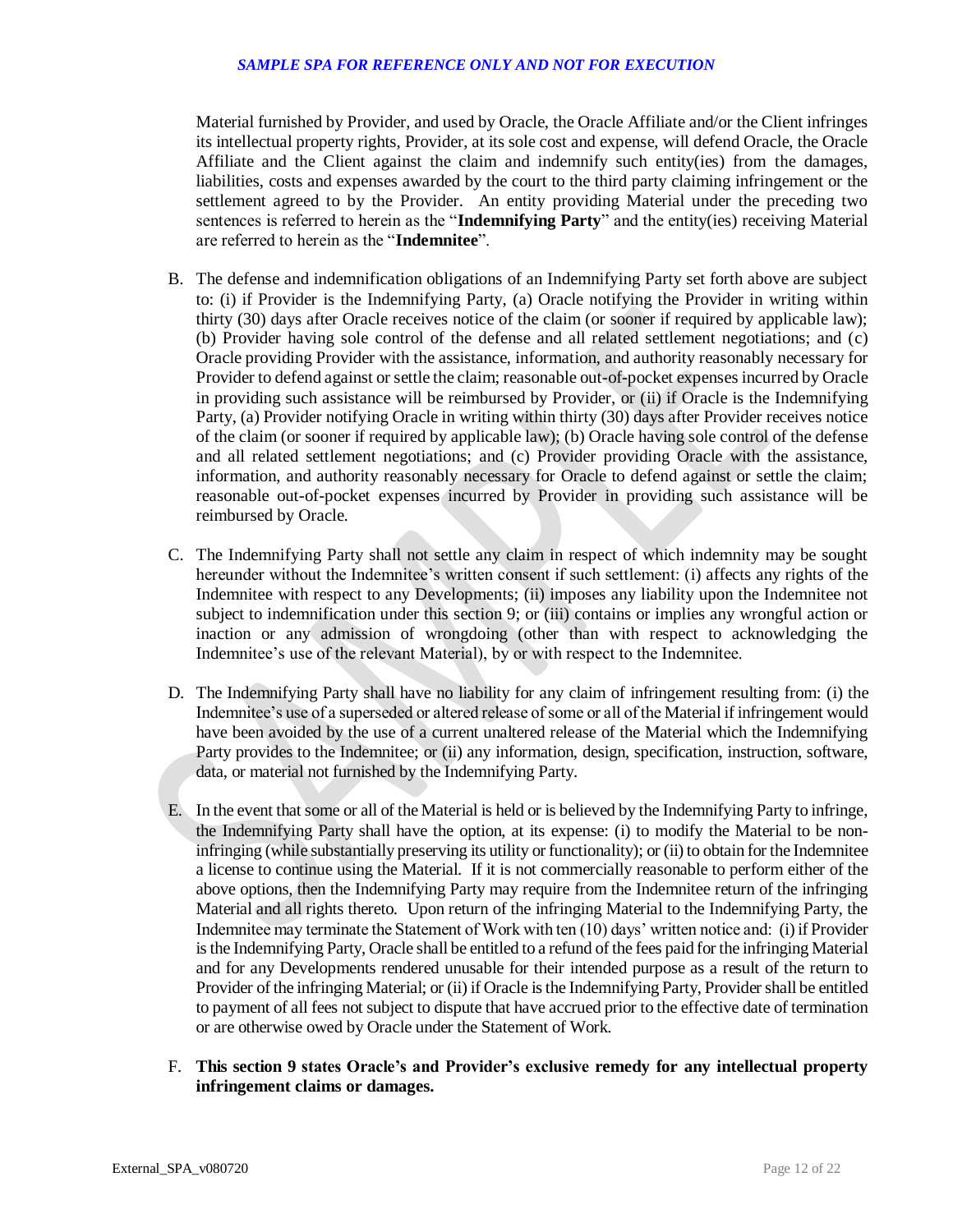Material furnished by Provider, and used by Oracle, the Oracle Affiliate and/or the Client infringes its intellectual property rights, Provider, at its sole cost and expense, will defend Oracle, the Oracle Affiliate and the Client against the claim and indemnify such entity(ies) from the damages, liabilities, costs and expenses awarded by the court to the third party claiming infringement or the settlement agreed to by the Provider. An entity providing Material under the preceding two sentences is referred to herein as the "**Indemnifying Party**" and the entity(ies) receiving Material are referred to herein as the "**Indemnitee**".

B. The defense and indemnification obligations of an Indemnifying Party set forth above are subject to: (i) if Provider is the Indemnifying Party, (a) Oracle notifying the Provider in writing within thirty (30) days after Oracle receives notice of the claim (or sooner if required by applicable law); (b) Provider having sole control of the defense and all related settlement negotiations; and (c) Oracle providing Provider with the assistance, information, and authority reasonably necessary for Provider to defend against or settle the claim; reasonable out-of-pocket expenses incurred by Oracle in providing such assistance will be reimbursed by Provider, or (ii) if Oracle is the Indemnifying Party, (a) Provider notifying Oracle in writing within thirty (30) days after Provider receives notice of the claim (or sooner if required by applicable law); (b) Oracle having sole control of the defense and all related settlement negotiations; and (c) Provider providing Oracle with the assistance, information, and authority reasonably necessary for Oracle to defend against or settle the claim; reasonable out-of-pocket expenses incurred by Provider in providing such assistance will be reimbursed by Oracle.

C. The Indemnifying Party shall not settle any claim in respect of which indemnity may be sought hereunder without the Indemnitee's written consent if such settlement: (i) affects any rights of the Indemnitee with respect to any Developments; (ii) imposes any liability upon the Indemnitee not subject to indemnification under this section 9; or (iii) contains or implies any wrongful action or inaction or any admission of wrongdoing (other than with respect to acknowledging the Indemnitee's use of the relevant Material), by or with respect to the Indemnitee.

D. The Indemnifying Party shall have no liability for any claim of infringement resulting from: (i) the Indemnitee's use of a superseded or altered release of some or all of the Material if infringement would have been avoided by the use of a current unaltered release of the Material which the Indemnifying Party provides to the Indemnitee; or (ii) any information, design, specification, instruction, software, data, or material not furnished by the Indemnifying Party.

E. In the event that some or all of the Material is held or is believed by the Indemnifying Party to infringe, the Indemnifying Party shall have the option, at its expense: (i) to modify the Material to be non-infringing (while substantially preserving its utility or functionality); or (ii) to obtain for the Indemnitee a license to continue using the Material. If it is not commercially reasonable to perform either of the above options, then the Indemnifying Party may require from the Indemnitee return of the infringing Material and all rights thereto. Upon return of the infringing Material to the Indemnifying Party, the Indemnitee may terminate the Statement of Work with ten (10) days' written notice and: (i) if Provider is the Indemnifying Party, Oracle shall be entitled to a refund of the fees paid for the infringing Material and for any Developments rendered unusable for their intended purpose as a result of the return to Provider of the infringing Material; or (ii) if Oracle is the Indemnifying Party, Provider shall be entitled to payment of all fees not subject to dispute that have accrued prior to the effective date of termination or are otherwise owed by Oracle under the Statement of Work.

F. **This section 9 states Oracle's and Provider's exclusive remedy for any intellectual property infringement claims or damages.**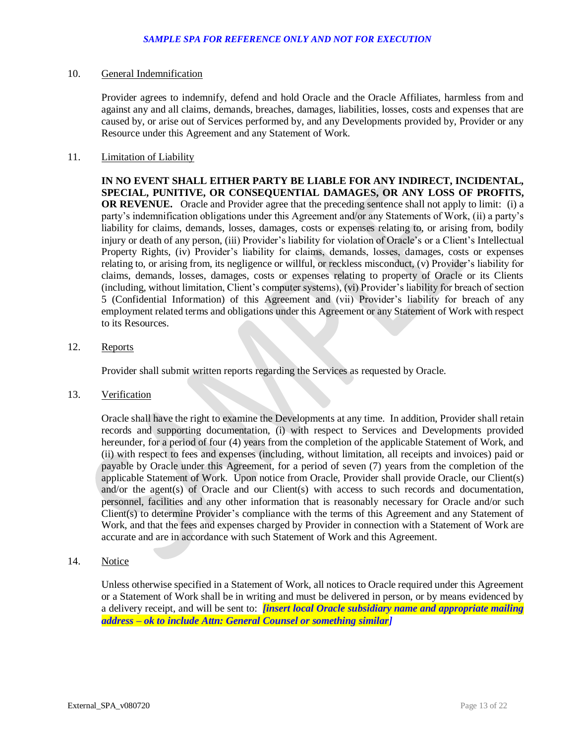10. <u>General Indemnification</u>

Provider agrees to indemnify, defend and hold Oracle and the Oracle Affiliates, harmless from and against any and all claims, demands, breaches, damages, liabilities, losses, costs and expenses that are caused by, or arise out of Services performed by, and any Developments provided by, Provider or any Resource under this Agreement and any Statement of Work.

11. <u>Limitation of Liability</u>

**IN NO EVENT SHALL EITHER PARTY BE LIABLE FOR ANY INDIRECT, INCIDENTAL, SPECIAL, PUNITIVE, OR CONSEQUENTIAL DAMAGES, OR ANY LOSS OF PROFITS, OR REVENUE.** Oracle and Provider agree that the preceding sentence shall not apply to limit: (i) a party's indemnification obligations under this Agreement and/or any Statements of Work, (ii) a party's liability for claims, demands, losses, damages, costs or expenses relating to, or arising from, bodily injury or death of any person, (iii) Provider's liability for violation of Oracle's or a Client's Intellectual Property Rights, (iv) Provider's liability for claims, demands, losses, damages, costs or expenses relating to, or arising from, its negligence or willful, or reckless misconduct, (v) Provider's liability for claims, demands, losses, damages, costs or expenses relating to property of Oracle or its Clients (including, without limitation, Client's computer systems), (vi) Provider's liability for breach of section 5 (Confidential Information) of this Agreement and (vii) Provider's liability for breach of any employment related terms and obligations under this Agreement or any Statement of Work with respect to its Resources.

12. <u>Reports</u>

Provider shall submit written reports regarding the Services as requested by Oracle.

13. <u>Verification</u>

Oracle shall have the right to examine the Developments at any time. In addition, Provider shall retain records and supporting documentation, (i) with respect to Services and Developments provided hereunder, for a period of four (4) years from the completion of the applicable Statement of Work, and (ii) with respect to fees and expenses (including, without limitation, all receipts and invoices) paid or payable by Oracle under this Agreement, for a period of seven (7) years from the completion of the applicable Statement of Work. Upon notice from Oracle, Provider shall provide Oracle, our Client(s) and/or the agent(s) of Oracle and our Client(s) with access to such records and documentation, personnel, facilities and any other information that is reasonably necessary for Oracle and/or such Client(s) to determine Provider's compliance with the terms of this Agreement and any Statement of Work, and that the fees and expenses charged by Provider in connection with a Statement of Work are accurate and are in accordance with such Statement of Work and this Agreement.

14. <u>Notice</u>

Unless otherwise specified in a Statement of Work, all notices to Oracle required under this Agreement or a Statement of Work shall be in writing and must be delivered in person, or by means evidenced by a delivery receipt, and will be sent to: ***[insert local Oracle subsidiary name and appropriate mailing address – ok to include Attn: General Counsel or something similar]***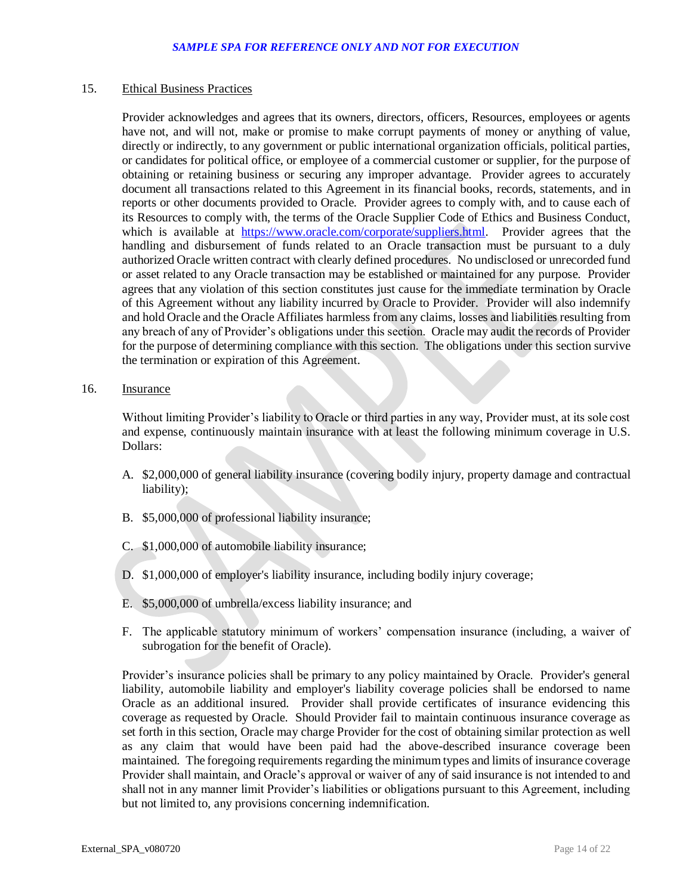15. Ethical Business Practices

Provider acknowledges and agrees that its owners, directors, officers, Resources, employees or agents have not, and will not, make or promise to make corrupt payments of money or anything of value, directly or indirectly, to any government or public international organization officials, political parties, or candidates for political office, or employee of a commercial customer or supplier, for the purpose of obtaining or retaining business or securing any improper advantage. Provider agrees to accurately document all transactions related to this Agreement in its financial books, records, statements, and in reports or other documents provided to Oracle. Provider agrees to comply with, and to cause each of its Resources to comply with, the terms of the Oracle Supplier Code of Ethics and Business Conduct, which is available at [https://www.oracle.com/corporate/suppliers.html](https://www.oracle.com/corporate/suppliers.html). Provider agrees that the handling and disbursement of funds related to an Oracle transaction must be pursuant to a duly authorized Oracle written contract with clearly defined procedures. No undisclosed or unrecorded fund or asset related to any Oracle transaction may be established or maintained for any purpose. Provider agrees that any violation of this section constitutes just cause for the immediate termination by Oracle of this Agreement without any liability incurred by Oracle to Provider. Provider will also indemnify and hold Oracle and the Oracle Affiliates harmless from any claims, losses and liabilities resulting from any breach of any of Provider's obligations under this section. Oracle may audit the records of Provider for the purpose of determining compliance with this section. The obligations under this section survive the termination or expiration of this Agreement.

16. Insurance

Without limiting Provider's liability to Oracle or third parties in any way, Provider must, at its sole cost and expense, continuously maintain insurance with at least the following minimum coverage in U.S. Dollars:

A. $2,000,000 of general liability insurance (covering bodily injury, property damage and contractual liability);

B. $5,000,000 of professional liability insurance;

C. $1,000,000 of automobile liability insurance;

D. $1,000,000 of employer's liability insurance, including bodily injury coverage;

E. $5,000,000 of umbrella/excess liability insurance; and

F. The applicable statutory minimum of workers' compensation insurance (including, a waiver of subrogation for the benefit of Oracle).

Provider's insurance policies shall be primary to any policy maintained by Oracle. Provider's general liability, automobile liability and employer's liability coverage policies shall be endorsed to name Oracle as an additional insured. Provider shall provide certificates of insurance evidencing this coverage as requested by Oracle. Should Provider fail to maintain continuous insurance coverage as set forth in this section, Oracle may charge Provider for the cost of obtaining similar protection as well as any claim that would have been paid had the above-described insurance coverage been maintained. The foregoing requirements regarding the minimum types and limits of insurance coverage Provider shall maintain, and Oracle's approval or waiver of any of said insurance is not intended to and shall not in any manner limit Provider's liabilities or obligations pursuant to this Agreement, including but not limited to, any provisions concerning indemnification.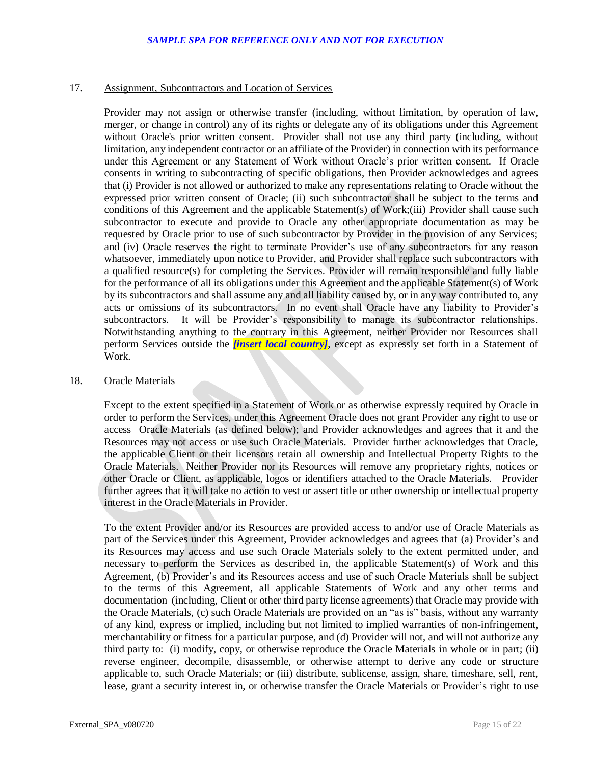## 17. Assignment, Subcontractors and Location of Services

Provider may not assign or otherwise transfer (including, without limitation, by operation of law, merger, or change in control) any of its rights or delegate any of its obligations under this Agreement without Oracle's prior written consent. Provider shall not use any third party (including, without limitation, any independent contractor or an affiliate of the Provider) in connection with its performance under this Agreement or any Statement of Work without Oracle's prior written consent. If Oracle consents in writing to subcontracting of specific obligations, then Provider acknowledges and agrees that (i) Provider is not allowed or authorized to make any representations relating to Oracle without the expressed prior written consent of Oracle; (ii) such subcontractor shall be subject to the terms and conditions of this Agreement and the applicable Statement(s) of Work;(iii) Provider shall cause such subcontractor to execute and provide to Oracle any other appropriate documentation as may be requested by Oracle prior to use of such subcontractor by Provider in the provision of any Services; and (iv) Oracle reserves the right to terminate Provider's use of any subcontractors for any reason whatsoever, immediately upon notice to Provider, and Provider shall replace such subcontractors with a qualified resource(s) for completing the Services. Provider will remain responsible and fully liable for the performance of all its obligations under this Agreement and the applicable Statement(s) of Work by its subcontractors and shall assume any and all liability caused by, or in any way contributed to, any acts or omissions of its subcontractors. In no event shall Oracle have any liability to Provider's subcontractors. It will be Provider's responsibility to manage its subcontractor relationships. Notwithstanding anything to the contrary in this Agreement, neither Provider nor Resources shall perform Services outside the ***[insert local country]***, except as expressly set forth in a Statement of Work.

## 18. Oracle Materials

Except to the extent specified in a Statement of Work or as otherwise expressly required by Oracle in order to perform the Services, under this Agreement Oracle does not grant Provider any right to use or access Oracle Materials (as defined below); and Provider acknowledges and agrees that it and the Resources may not access or use such Oracle Materials. Provider further acknowledges that Oracle, the applicable Client or their licensors retain all ownership and Intellectual Property Rights to the Oracle Materials. Neither Provider nor its Resources will remove any proprietary rights, notices or other Oracle or Client, as applicable, logos or identifiers attached to the Oracle Materials. Provider further agrees that it will take no action to vest or assert title or other ownership or intellectual property interest in the Oracle Materials in Provider.

To the extent Provider and/or its Resources are provided access to and/or use of Oracle Materials as part of the Services under this Agreement, Provider acknowledges and agrees that (a) Provider's and its Resources may access and use such Oracle Materials solely to the extent permitted under, and necessary to perform the Services as described in, the applicable Statement(s) of Work and this Agreement, (b) Provider's and its Resources access and use of such Oracle Materials shall be subject to the terms of this Agreement, all applicable Statements of Work and any other terms and documentation (including, Client or other third party license agreements) that Oracle may provide with the Oracle Materials, (c) such Oracle Materials are provided on an "as is" basis, without any warranty of any kind, express or implied, including but not limited to implied warranties of non-infringement, merchantability or fitness for a particular purpose, and (d) Provider will not, and will not authorize any third party to: (i) modify, copy, or otherwise reproduce the Oracle Materials in whole or in part; (ii) reverse engineer, decompile, disassemble, or otherwise attempt to derive any code or structure applicable to, such Oracle Materials; or (iii) distribute, sublicense, assign, share, timeshare, sell, rent, lease, grant a security interest in, or otherwise transfer the Oracle Materials or Provider's right to use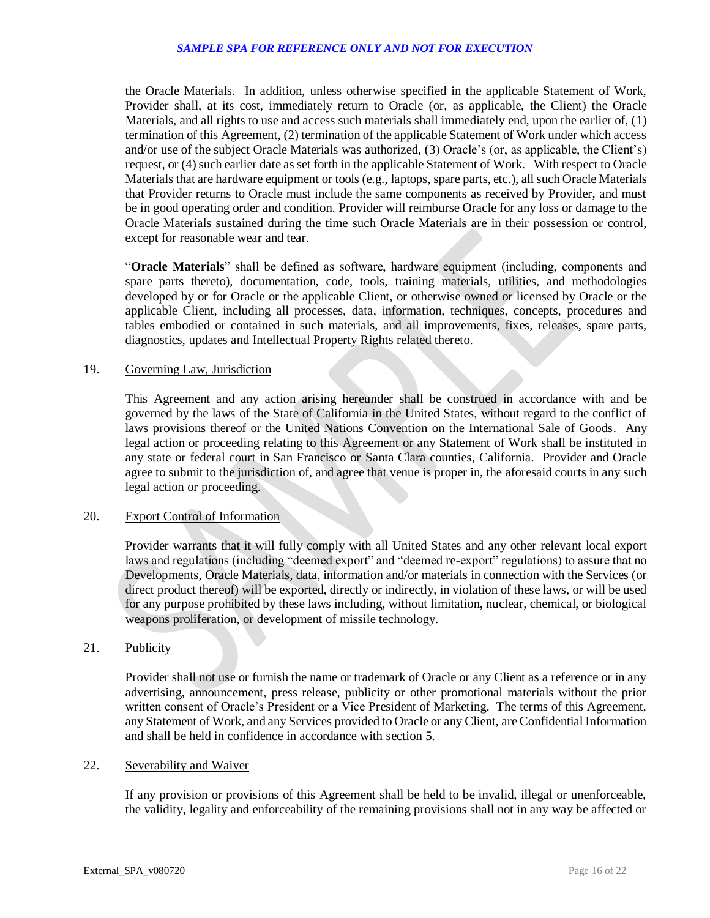the Oracle Materials. In addition, unless otherwise specified in the applicable Statement of Work, Provider shall, at its cost, immediately return to Oracle (or, as applicable, the Client) the Oracle Materials, and all rights to use and access such materials shall immediately end, upon the earlier of, (1) termination of this Agreement, (2) termination of the applicable Statement of Work under which access and/or use of the subject Oracle Materials was authorized, (3) Oracle's (or, as applicable, the Client's) request, or (4) such earlier date as set forth in the applicable Statement of Work. With respect to Oracle Materials that are hardware equipment or tools (e.g., laptops, spare parts, etc.), all such Oracle Materials that Provider returns to Oracle must include the same components as received by Provider, and must be in good operating order and condition. Provider will reimburse Oracle for any loss or damage to the Oracle Materials sustained during the time such Oracle Materials are in their possession or control, except for reasonable wear and tear.

"**Oracle Materials**" shall be defined as software, hardware equipment (including, components and spare parts thereto), documentation, code, tools, training materials, utilities, and methodologies developed by or for Oracle or the applicable Client, or otherwise owned or licensed by Oracle or the applicable Client, including all processes, data, information, techniques, concepts, procedures and tables embodied or contained in such materials, and all improvements, fixes, releases, spare parts, diagnostics, updates and Intellectual Property Rights related thereto.

19. Governing Law, Jurisdiction

This Agreement and any action arising hereunder shall be construed in accordance with and be governed by the laws of the State of California in the United States, without regard to the conflict of laws provisions thereof or the United Nations Convention on the International Sale of Goods. Any legal action or proceeding relating to this Agreement or any Statement of Work shall be instituted in any state or federal court in San Francisco or Santa Clara counties, California. Provider and Oracle agree to submit to the jurisdiction of, and agree that venue is proper in, the aforesaid courts in any such legal action or proceeding.

20. Export Control of Information

Provider warrants that it will fully comply with all United States and any other relevant local export laws and regulations (including "deemed export" and "deemed re-export" regulations) to assure that no Developments, Oracle Materials, data, information and/or materials in connection with the Services (or direct product thereof) will be exported, directly or indirectly, in violation of these laws, or will be used for any purpose prohibited by these laws including, without limitation, nuclear, chemical, or biological weapons proliferation, or development of missile technology.

21. Publicity

Provider shall not use or furnish the name or trademark of Oracle or any Client as a reference or in any advertising, announcement, press release, publicity or other promotional materials without the prior written consent of Oracle's President or a Vice President of Marketing. The terms of this Agreement, any Statement of Work, and any Services provided to Oracle or any Client, are Confidential Information and shall be held in confidence in accordance with section 5.

22. Severability and Waiver

If any provision or provisions of this Agreement shall be held to be invalid, illegal or unenforceable, the validity, legality and enforceability of the remaining provisions shall not in any way be affected or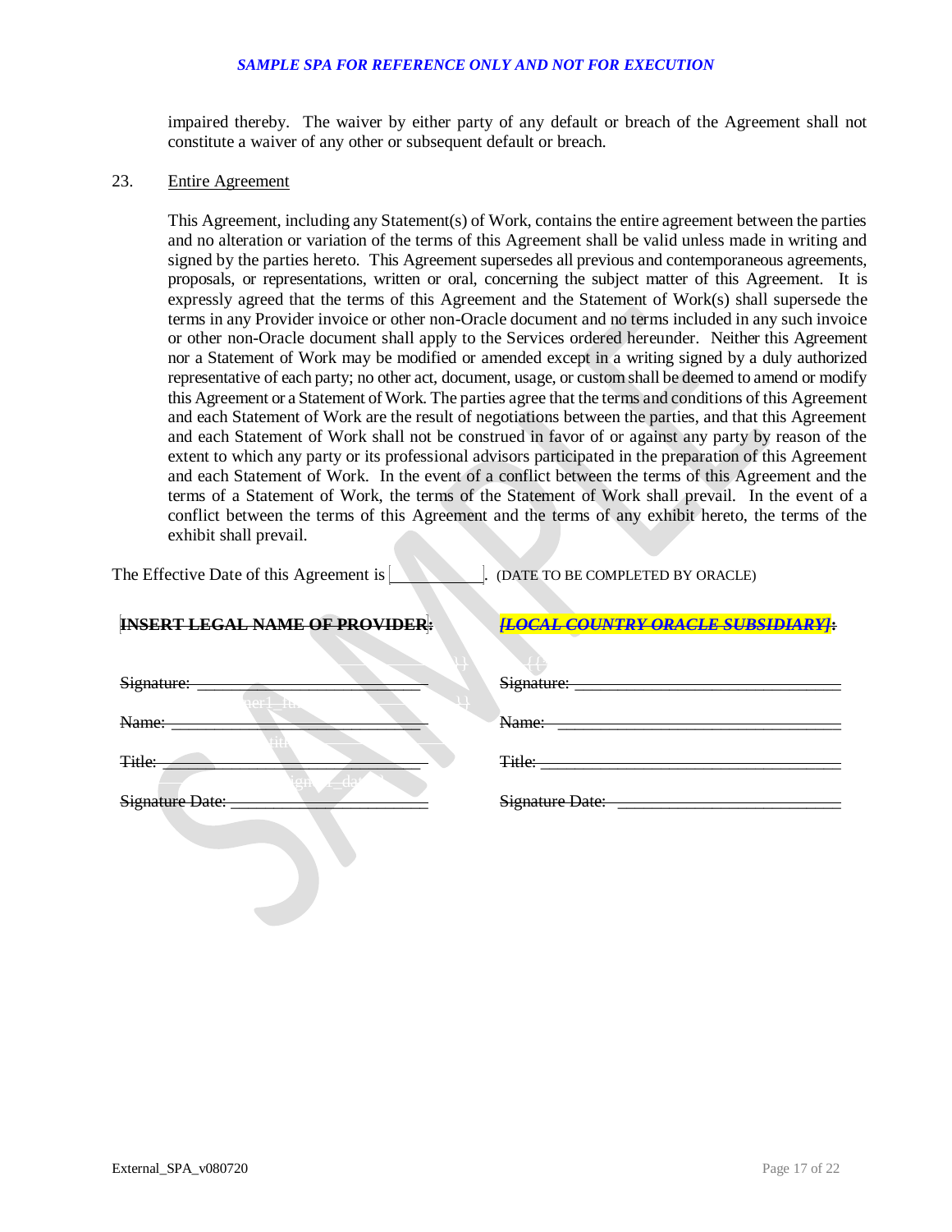impaired thereby. The waiver by either party of any default or breach of the Agreement shall not constitute a waiver of any other or subsequent default or breach.

23. Entire Agreement

This Agreement, including any Statement(s) of Work, contains the entire agreement between the parties and no alteration or variation of the terms of this Agreement shall be valid unless made in writing and signed by the parties hereto. This Agreement supersedes all previous and contemporaneous agreements, proposals, or representations, written or oral, concerning the subject matter of this Agreement. It is expressly agreed that the terms of this Agreement and the Statement of Work(s) shall supersede the terms in any Provider invoice or other non-Oracle document and no terms included in any such invoice or other non-Oracle document shall apply to the Services ordered hereunder. Neither this Agreement nor a Statement of Work may be modified or amended except in a writing signed by a duly authorized representative of each party; no other act, document, usage, or custom shall be deemed to amend or modify this Agreement or a Statement of Work. The parties agree that the terms and conditions of this Agreement and each Statement of Work are the result of negotiations between the parties, and that this Agreement and each Statement of Work shall not be construed in favor of or against any party by reason of the extent to which any party or its professional advisors participated in the preparation of this Agreement and each Statement of Work. In the event of a conflict between the terms of this Agreement and the terms of a Statement of Work, the terms of the Statement of Work shall prevail. In the event of a conflict between the terms of this Agreement and the terms of any exhibit hereto, the terms of the exhibit shall prevail.

The Effective Date of this Agreement is \_\_\_\_\_\_\_\_\_\_. (DATE TO BE COMPLETED BY ORACLE)

| **INSERT LEGAL NAME OF PROVIDER:** | ***[LOCAL COUNTRY ORACLE SUBSIDIARY]:*** |
|---|---|
| Signature: \_\_\_\_\_\_\_\_\_\_\_\_\_\_\_\_\_\_\_\_\_\_\_\_ | Signature: \_\_\_\_\_\_\_\_\_\_\_\_\_\_\_\_\_\_\_\_\_\_\_\_ |
| Name: \_\_\_\_\_\_\_\_\_\_\_\_\_\_\_\_\_\_\_\_\_\_\_\_ | Name: \_\_\_\_\_\_\_\_\_\_\_\_\_\_\_\_\_\_\_\_\_\_\_\_ |
| Title: \_\_\_\_\_\_\_\_\_\_\_\_\_\_\_\_\_\_\_\_\_\_\_\_ | Title: \_\_\_\_\_\_\_\_\_\_\_\_\_\_\_\_\_\_\_\_\_\_\_\_ |
| Signature Date: \_\_\_\_\_\_\_\_\_\_\_\_\_\_\_\_\_\_\_\_ | Signature Date: \_\_\_\_\_\_\_\_\_\_\_\_\_\_\_\_\_\_\_\_ |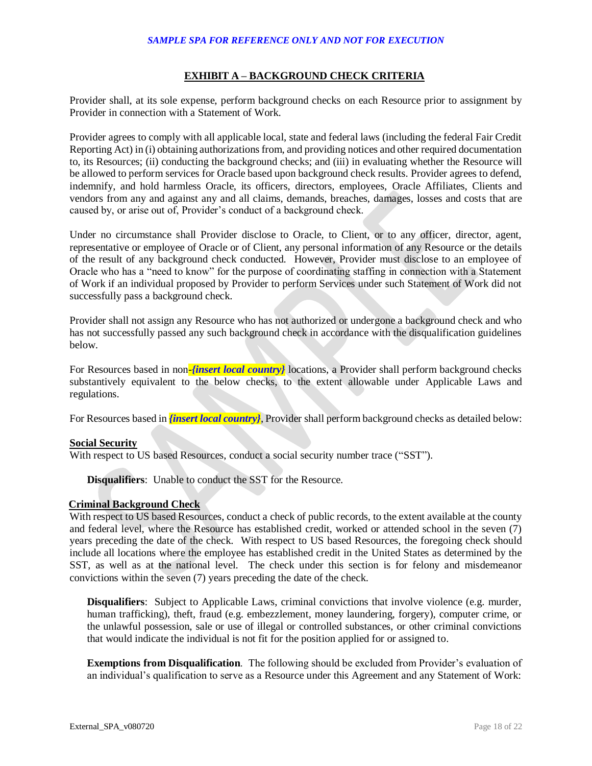*SAMPLE SPA FOR REFERENCE ONLY AND NOT FOR EXECUTION*

## EXHIBIT A – BACKGROUND CHECK CRITERIA

Provider shall, at its sole expense, perform background checks on each Resource prior to assignment by Provider in connection with a Statement of Work.

Provider agrees to comply with all applicable local, state and federal laws (including the federal Fair Credit Reporting Act) in (i) obtaining authorizations from, and providing notices and other required documentation to, its Resources; (ii) conducting the background checks; and (iii) in evaluating whether the Resource will be allowed to perform services for Oracle based upon background check results. Provider agrees to defend, indemnify, and hold harmless Oracle, its officers, directors, employees, Oracle Affiliates, Clients and vendors from any and against any and all claims, demands, breaches, damages, losses and costs that are caused by, or arise out of, Provider's conduct of a background check.

Under no circumstance shall Provider disclose to Oracle, to Client, or to any officer, director, agent, representative or employee of Oracle or of Client, any personal information of any Resource or the details of the result of any background check conducted. However, Provider must disclose to an employee of Oracle who has a "need to know" for the purpose of coordinating staffing in connection with a Statement of Work if an individual proposed by Provider to perform Services under such Statement of Work did not successfully pass a background check.

Provider shall not assign any Resource who has not authorized or undergone a background check and who has not successfully passed any such background check in accordance with the disqualification guidelines below.

For Resources based in non-***{insert local country}*** locations, a Provider shall perform background checks substantively equivalent to the below checks, to the extent allowable under Applicable Laws and regulations.

For Resources based in ***{insert local country}***, Provider shall perform background checks as detailed below:

**Social Security**

With respect to US based Resources, conduct a social security number trace ("SST").

> **Disqualifiers**: Unable to conduct the SST for the Resource.

**Criminal Background Check**

With respect to US based Resources, conduct a check of public records, to the extent available at the county and federal level, where the Resource has established credit, worked or attended school in the seven (7) years preceding the date of the check. With respect to US based Resources, the foregoing check should include all locations where the employee has established credit in the United States as determined by the SST, as well as at the national level. The check under this section is for felony and misdemeanor convictions within the seven (7) years preceding the date of the check.

> **Disqualifiers**: Subject to Applicable Laws, criminal convictions that involve violence (e.g. murder, human trafficking), theft, fraud (e.g. embezzlement, money laundering, forgery), computer crime, or the unlawful possession, sale or use of illegal or controlled substances, or other criminal convictions that would indicate the individual is not fit for the position applied for or assigned to.
>
> **Exemptions from Disqualification**. The following should be excluded from Provider's evaluation of an individual's qualification to serve as a Resource under this Agreement and any Statement of Work: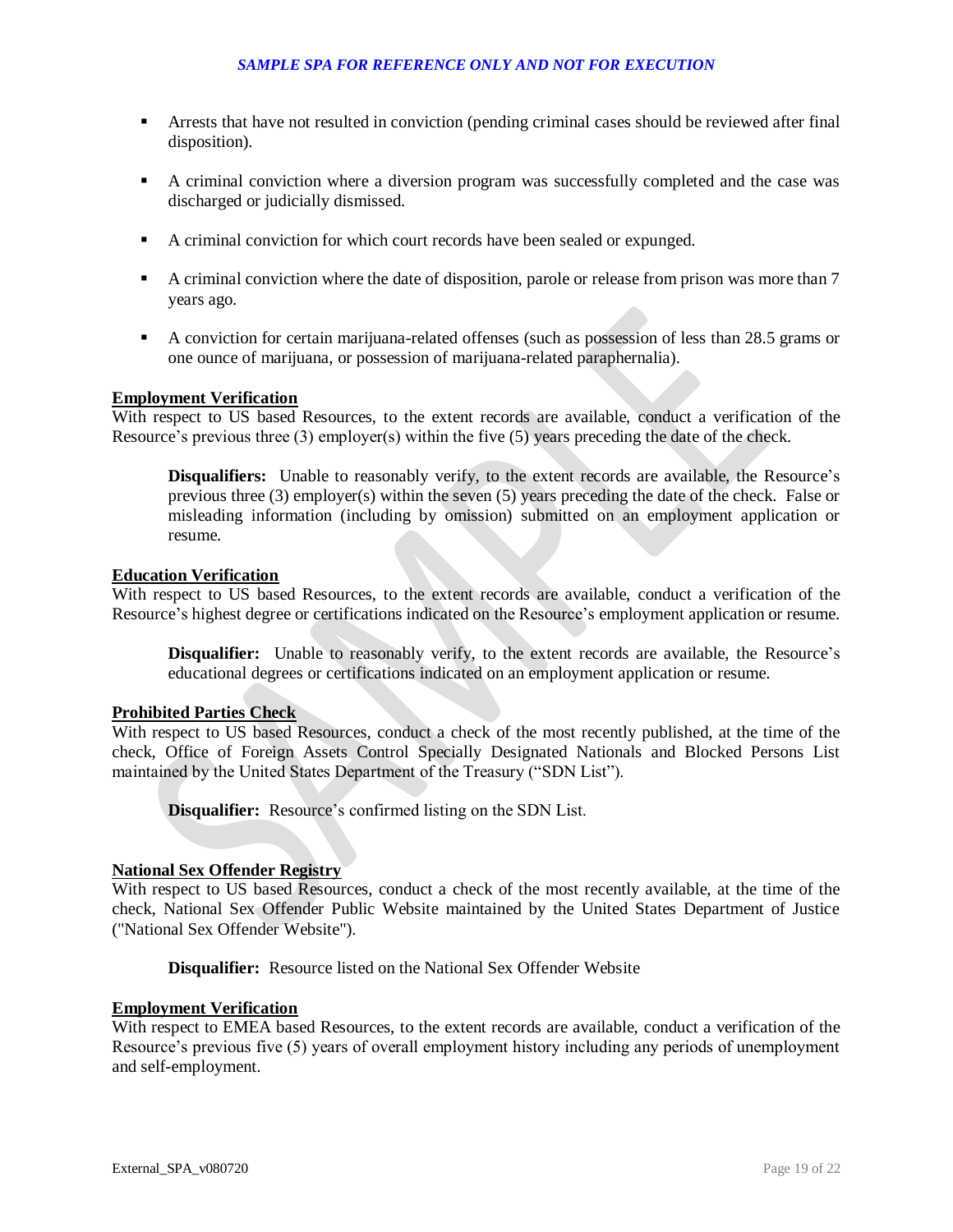- Arrests that have not resulted in conviction (pending criminal cases should be reviewed after final disposition).
- A criminal conviction where a diversion program was successfully completed and the case was discharged or judicially dismissed.
- A criminal conviction for which court records have been sealed or expunged.
- A criminal conviction where the date of disposition, parole or release from prison was more than 7 years ago.
- A conviction for certain marijuana-related offenses (such as possession of less than 28.5 grams or one ounce of marijuana, or possession of marijuana-related paraphernalia).

**Employment Verification**

With respect to US based Resources, to the extent records are available, conduct a verification of the Resource's previous three (3) employer(s) within the five (5) years preceding the date of the check.

> **Disqualifiers:** Unable to reasonably verify, to the extent records are available, the Resource's previous three (3) employer(s) within the seven (5) years preceding the date of the check. False or misleading information (including by omission) submitted on an employment application or resume.

**Education Verification**

With respect to US based Resources, to the extent records are available, conduct a verification of the Resource's highest degree or certifications indicated on the Resource's employment application or resume.

> **Disqualifier:** Unable to reasonably verify, to the extent records are available, the Resource's educational degrees or certifications indicated on an employment application or resume.

**Prohibited Parties Check**

With respect to US based Resources, conduct a check of the most recently published, at the time of the check, Office of Foreign Assets Control Specially Designated Nationals and Blocked Persons List maintained by the United States Department of the Treasury ("SDN List").

> **Disqualifier:** Resource's confirmed listing on the SDN List.

**National Sex Offender Registry**

With respect to US based Resources, conduct a check of the most recently available, at the time of the check, National Sex Offender Public Website maintained by the United States Department of Justice ("National Sex Offender Website").

> **Disqualifier:** Resource listed on the National Sex Offender Website

**Employment Verification**

With respect to EMEA based Resources, to the extent records are available, conduct a verification of the Resource's previous five (5) years of overall employment history including any periods of unemployment and self-employment.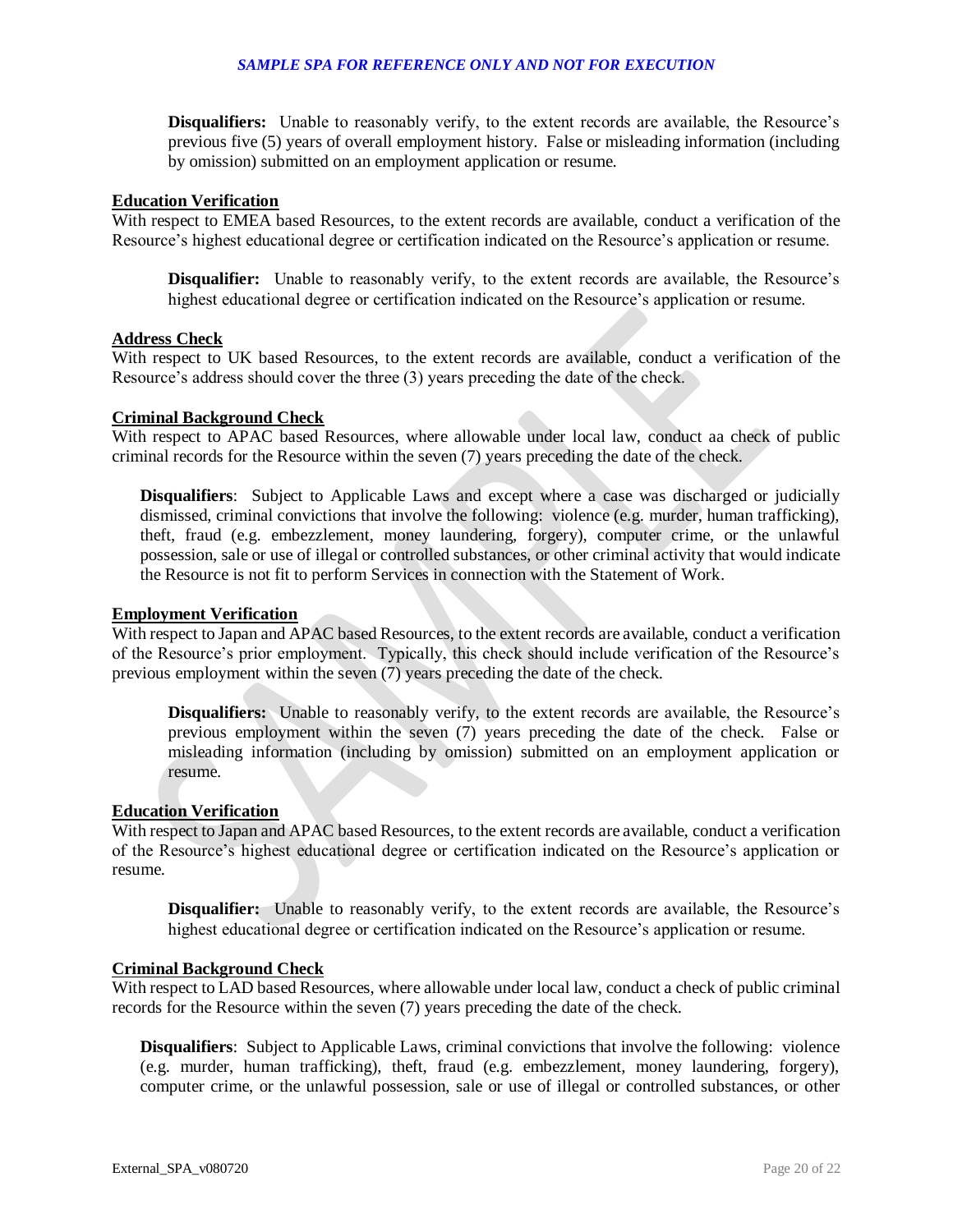**Disqualifiers:** Unable to reasonably verify, to the extent records are available, the Resource's previous five (5) years of overall employment history. False or misleading information (including by omission) submitted on an employment application or resume.

**Education Verification**

With respect to EMEA based Resources, to the extent records are available, conduct a verification of the Resource's highest educational degree or certification indicated on the Resource's application or resume.

> **Disqualifier:** Unable to reasonably verify, to the extent records are available, the Resource's highest educational degree or certification indicated on the Resource's application or resume.

**Address Check**

With respect to UK based Resources, to the extent records are available, conduct a verification of the Resource's address should cover the three (3) years preceding the date of the check.

**Criminal Background Check**

With respect to APAC based Resources, where allowable under local law, conduct aa check of public criminal records for the Resource within the seven (7) years preceding the date of the check.

> **Disqualifiers**: Subject to Applicable Laws and except where a case was discharged or judicially dismissed, criminal convictions that involve the following: violence (e.g. murder, human trafficking), theft, fraud (e.g. embezzlement, money laundering, forgery), computer crime, or the unlawful possession, sale or use of illegal or controlled substances, or other criminal activity that would indicate the Resource is not fit to perform Services in connection with the Statement of Work.

**Employment Verification**

With respect to Japan and APAC based Resources, to the extent records are available, conduct a verification of the Resource's prior employment. Typically, this check should include verification of the Resource's previous employment within the seven (7) years preceding the date of the check.

> **Disqualifiers:** Unable to reasonably verify, to the extent records are available, the Resource's previous employment within the seven (7) years preceding the date of the check. False or misleading information (including by omission) submitted on an employment application or resume.

**Education Verification**

With respect to Japan and APAC based Resources, to the extent records are available, conduct a verification of the Resource's highest educational degree or certification indicated on the Resource's application or resume.

> **Disqualifier:** Unable to reasonably verify, to the extent records are available, the Resource's highest educational degree or certification indicated on the Resource's application or resume.

**Criminal Background Check**

With respect to LAD based Resources, where allowable under local law, conduct a check of public criminal records for the Resource within the seven (7) years preceding the date of the check.

> **Disqualifiers**: Subject to Applicable Laws, criminal convictions that involve the following: violence (e.g. murder, human trafficking), theft, fraud (e.g. embezzlement, money laundering, forgery), computer crime, or the unlawful possession, sale or use of illegal or controlled substances, or other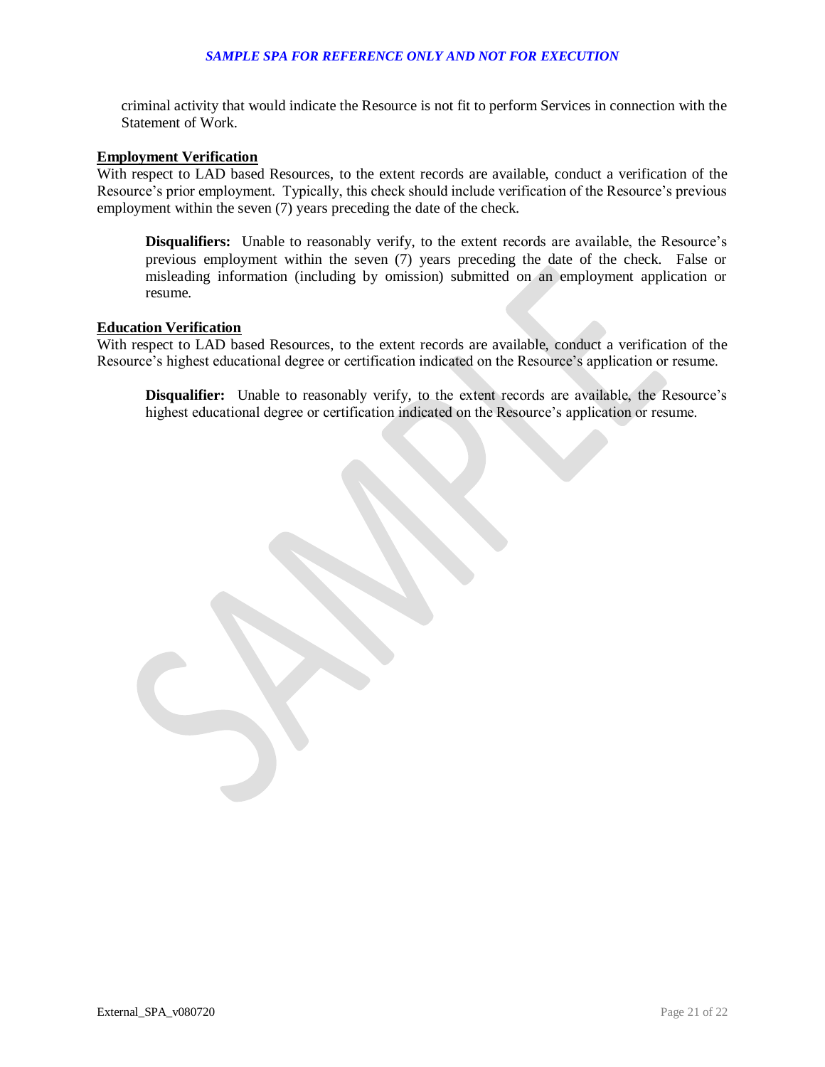criminal activity that would indicate the Resource is not fit to perform Services in connection with the Statement of Work.

**<u>Employment Verification</u>**

With respect to LAD based Resources, to the extent records are available, conduct a verification of the Resource's prior employment. Typically, this check should include verification of the Resource's previous employment within the seven (7) years preceding the date of the check.

> **Disqualifiers:** Unable to reasonably verify, to the extent records are available, the Resource's previous employment within the seven (7) years preceding the date of the check. False or misleading information (including by omission) submitted on an employment application or resume.

**<u>Education Verification</u>**

With respect to LAD based Resources, to the extent records are available, conduct a verification of the Resource's highest educational degree or certification indicated on the Resource's application or resume.

> **Disqualifier:** Unable to reasonably verify, to the extent records are available, the Resource's highest educational degree or certification indicated on the Resource's application or resume.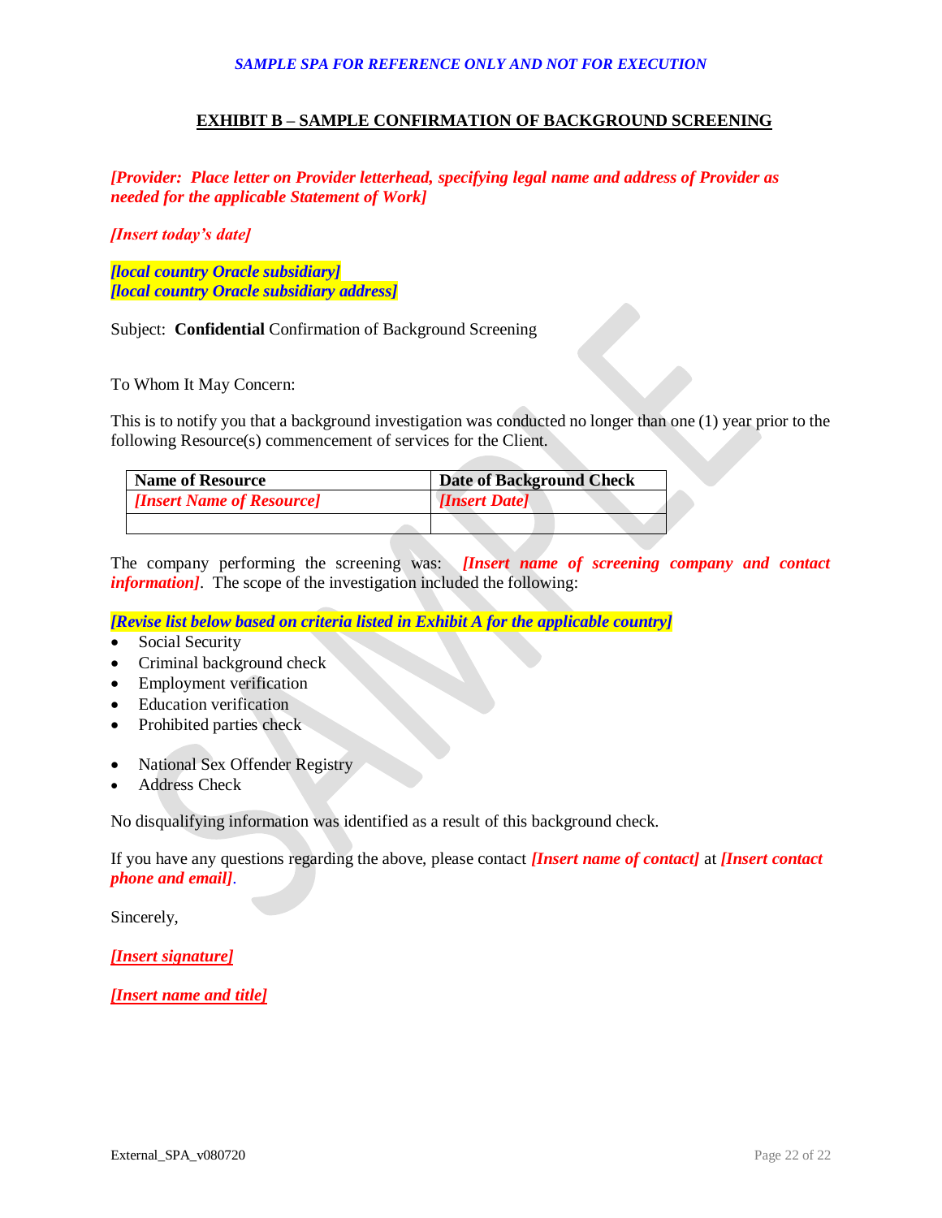*SAMPLE SPA FOR REFERENCE ONLY AND NOT FOR EXECUTION*

## EXHIBIT B – SAMPLE CONFIRMATION OF BACKGROUND SCREENING

***[Provider: Place letter on Provider letterhead, specifying legal name and address of Provider as needed for the applicable Statement of Work]***

***[Insert today's date]***

***[local country Oracle subsidiary]***
***[local country Oracle subsidiary address]***

Subject: **Confidential** Confirmation of Background Screening

To Whom It May Concern:

This is to notify you that a background investigation was conducted no longer than one (1) year prior to the following Resource(s) commencement of services for the Client.

| Name of Resource | Date of Background Check |
|---|---|
| ***[Insert Name of Resource]*** | ***[Insert Date]*** |
| | |

The company performing the screening was: ***[Insert name of screening company and contact information]***. The scope of the investigation included the following:

***[Revise list below based on criteria listed in Exhibit A for the applicable country]***

- Social Security
- Criminal background check
- Employment verification
- Education verification
- Prohibited parties check
- National Sex Offender Registry
- Address Check

No disqualifying information was identified as a result of this background check.

If you have any questions regarding the above, please contact ***[Insert name of contact]*** at ***[Insert contact phone and email]***.

Sincerely,

***[Insert signature]***

***[Insert name and title]***

External_SPA_v080720